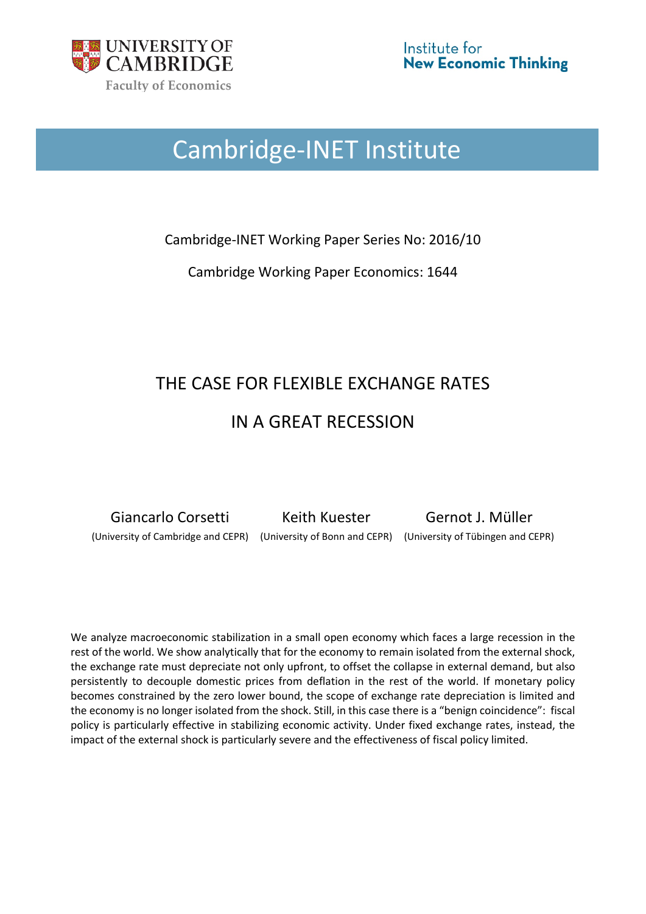UNIVERSITY OF CAMBRIDGE

Faculty of Economics

Institute for **New Economic Thinking**

# Cambridge-INET Institute

Cambridge-INET Working Paper Series No: 2016/10

Cambridge Working Paper Economics: 1644

## THE CASE FOR FLEXIBLE EXCHANGE RATES IN A GREAT RECESSION

| Giancarlo Corsetti | Keith Kuester | Gernot J. Müller |
|---|---|---|
| (University of Cambridge and CEPR) | (University of Bonn and CEPR) | (University of Tübingen and CEPR) |

We analyze macroeconomic stabilization in a small open economy which faces a large recession in the rest of the world. We show analytically that for the economy to remain isolated from the external shock, the exchange rate must depreciate not only upfront, to offset the collapse in external demand, but also persistently to decouple domestic prices from deflation in the rest of the world. If monetary policy becomes constrained by the zero lower bound, the scope of exchange rate depreciation is limited and the economy is no longer isolated from the shock. Still, in this case there is a "benign coincidence": fiscal policy is particularly effective in stabilizing economic activity. Under fixed exchange rates, instead, the impact of the external shock is particularly severe and the effectiveness of fiscal policy limited.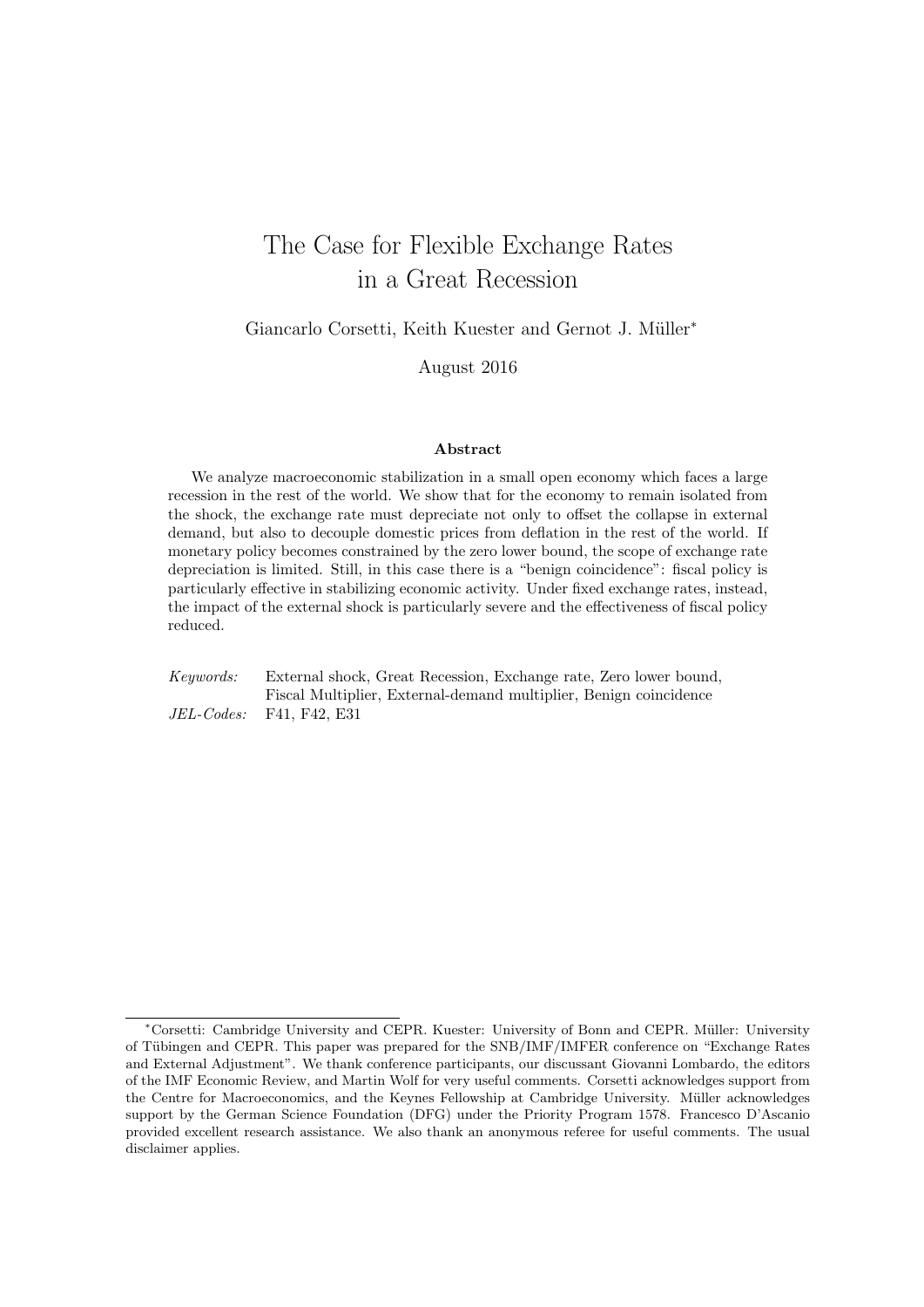# The Case for Flexible Exchange Rates in a Great Recession

Giancarlo Corsetti, Keith Kuester and Gernot J. Müller*

August 2016

### Abstract

We analyze macroeconomic stabilization in a small open economy which faces a large recession in the rest of the world. We show that for the economy to remain isolated from the shock, the exchange rate must depreciate not only to offset the collapse in external demand, but also to decouple domestic prices from deflation in the rest of the world. If monetary policy becomes constrained by the zero lower bound, the scope of exchange rate depreciation is limited. Still, in this case there is a "benign coincidence": fiscal policy is particularly effective in stabilizing economic activity. Under fixed exchange rates, instead, the impact of the external shock is particularly severe and the effectiveness of fiscal policy reduced.

*Keywords:* External shock, Great Recession, Exchange rate, Zero lower bound, Fiscal Multiplier, External-demand multiplier, Benign coincidence

*JEL-Codes:* F41, F42, E31

*Corsetti: Cambridge University and CEPR. Kuester: University of Bonn and CEPR. Müller: University of Tübingen and CEPR. This paper was prepared for the SNB/IMF/IMFER conference on "Exchange Rates and External Adjustment". We thank conference participants, our discussant Giovanni Lombardo, the editors of the IMF Economic Review, and Martin Wolf for very useful comments. Corsetti acknowledges support from the Centre for Macroeconomics, and the Keynes Fellowship at Cambridge University. Müller acknowledges support by the German Science Foundation (DFG) under the Priority Program 1578. Francesco D'Ascanio provided excellent research assistance. We also thank an anonymous referee for useful comments. The usual disclaimer applies.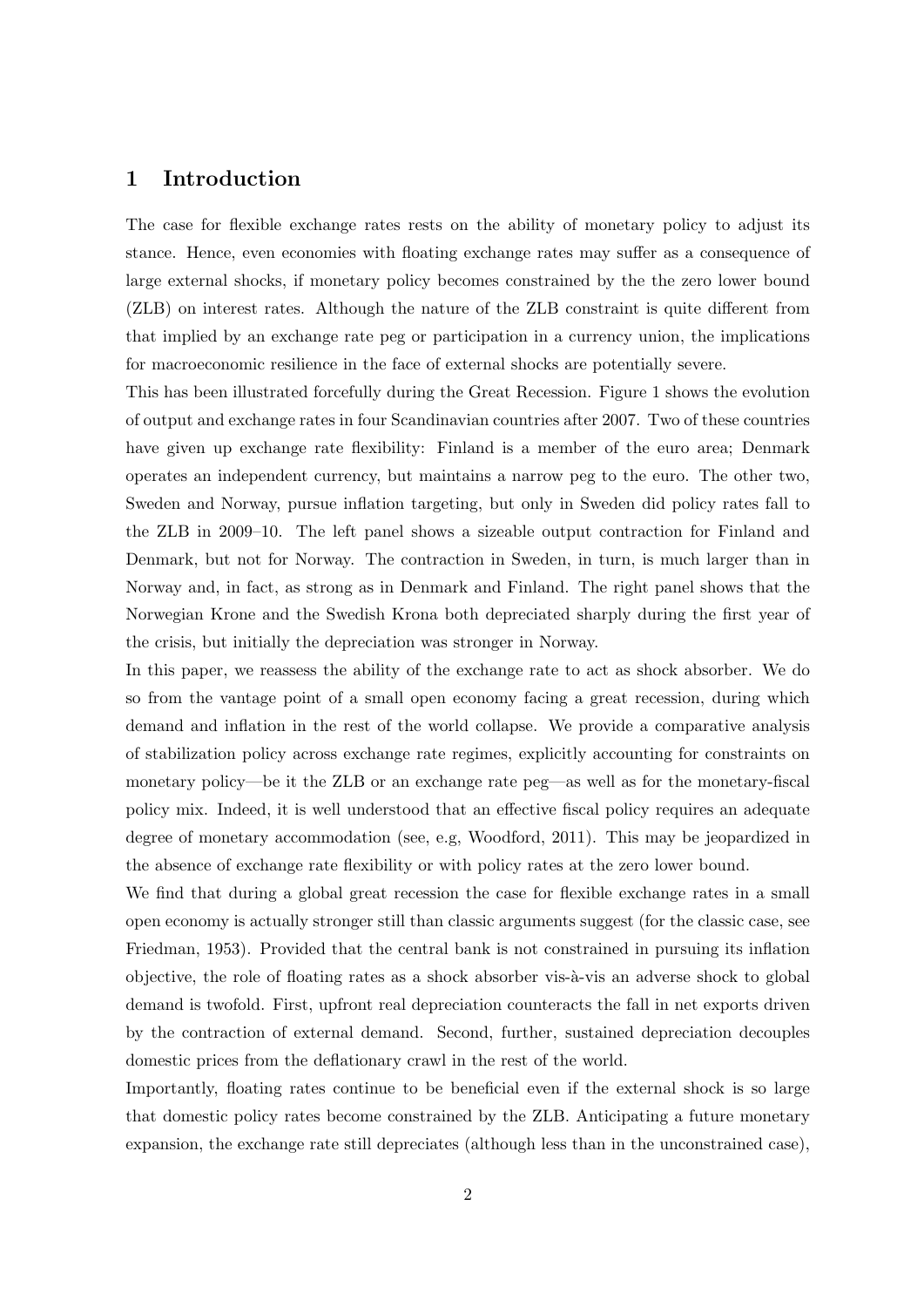## 1 Introduction

The case for flexible exchange rates rests on the ability of monetary policy to adjust its stance. Hence, even economies with floating exchange rates may suffer as a consequence of large external shocks, if monetary policy becomes constrained by the the zero lower bound (ZLB) on interest rates. Although the nature of the ZLB constraint is quite different from that implied by an exchange rate peg or participation in a currency union, the implications for macroeconomic resilience in the face of external shocks are potentially severe.

This has been illustrated forcefully during the Great Recession. Figure 1 shows the evolution of output and exchange rates in four Scandinavian countries after 2007. Two of these countries have given up exchange rate flexibility: Finland is a member of the euro area; Denmark operates an independent currency, but maintains a narrow peg to the euro. The other two, Sweden and Norway, pursue inflation targeting, but only in Sweden did policy rates fall to the ZLB in 2009–10. The left panel shows a sizeable output contraction for Finland and Denmark, but not for Norway. The contraction in Sweden, in turn, is much larger than in Norway and, in fact, as strong as in Denmark and Finland. The right panel shows that the Norwegian Krone and the Swedish Krona both depreciated sharply during the first year of the crisis, but initially the depreciation was stronger in Norway.

In this paper, we reassess the ability of the exchange rate to act as shock absorber. We do so from the vantage point of a small open economy facing a great recession, during which demand and inflation in the rest of the world collapse. We provide a comparative analysis of stabilization policy across exchange rate regimes, explicitly accounting for constraints on monetary policy—be it the ZLB or an exchange rate peg—as well as for the monetary-fiscal policy mix. Indeed, it is well understood that an effective fiscal policy requires an adequate degree of monetary accommodation (see, e.g, Woodford, 2011). This may be jeopardized in the absence of exchange rate flexibility or with policy rates at the zero lower bound.

We find that during a global great recession the case for flexible exchange rates in a small open economy is actually stronger still than classic arguments suggest (for the classic case, see Friedman, 1953). Provided that the central bank is not constrained in pursuing its inflation objective, the role of floating rates as a shock absorber vis-à-vis an adverse shock to global demand is twofold. First, upfront real depreciation counteracts the fall in net exports driven by the contraction of external demand. Second, further, sustained depreciation decouples domestic prices from the deflationary crawl in the rest of the world.

Importantly, floating rates continue to be beneficial even if the external shock is so large that domestic policy rates become constrained by the ZLB. Anticipating a future monetary expansion, the exchange rate still depreciates (although less than in the unconstrained case),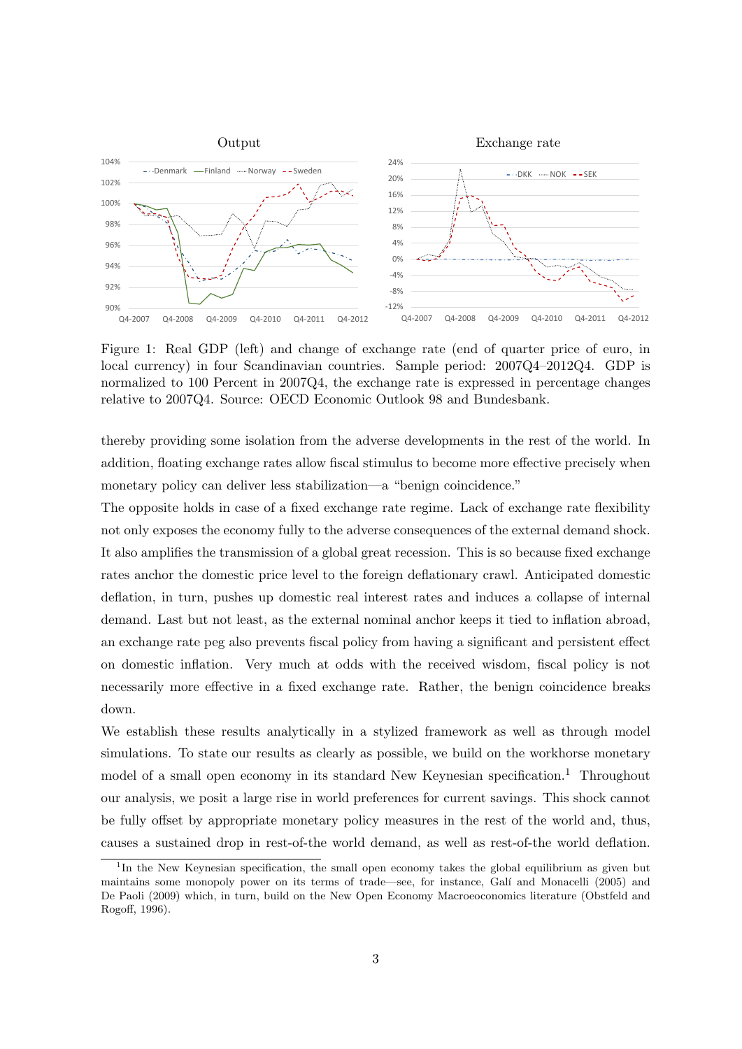Figure 1: Real GDP (left) and change of exchange rate (end of quarter price of euro, in local currency) in four Scandinavian countries. Sample period: 2007Q4–2012Q4. GDP is normalized to 100 Percent in 2007Q4, the exchange rate is expressed in percentage changes relative to 2007Q4. Source: OECD Economic Outlook 98 and Bundesbank.

thereby providing some isolation from the adverse developments in the rest of the world. In addition, floating exchange rates allow fiscal stimulus to become more effective precisely when monetary policy can deliver less stabilization—a "benign coincidence."

The opposite holds in case of a fixed exchange rate regime. Lack of exchange rate flexibility not only exposes the economy fully to the adverse consequences of the external demand shock. It also amplifies the transmission of a global great recession. This is so because fixed exchange rates anchor the domestic price level to the foreign deflationary crawl. Anticipated domestic deflation, in turn, pushes up domestic real interest rates and induces a collapse of internal demand. Last but not least, as the external nominal anchor keeps it tied to inflation abroad, an exchange rate peg also prevents fiscal policy from having a significant and persistent effect on domestic inflation. Very much at odds with the received wisdom, fiscal policy is not necessarily more effective in a fixed exchange rate. Rather, the benign coincidence breaks down.

We establish these results analytically in a stylized framework as well as through model simulations. To state our results as clearly as possible, we build on the workhorse monetary model of a small open economy in its standard New Keynesian specification.[1] Throughout our analysis, we posit a large rise in world preferences for current savings. This shock cannot be fully offset by appropriate monetary policy measures in the rest of the world and, thus, causes a sustained drop in rest-of-the world demand, as well as rest-of-the world deflation.

[1] In the New Keynesian specification, the small open economy takes the global equilibrium as given but maintains some monopoly power on its terms of trade—see, for instance, Galí and Monacelli (2005) and De Paoli (2009) which, in turn, build on the New Open Economy Macroeconomics literature (Obstfeld and Rogoff, 1996).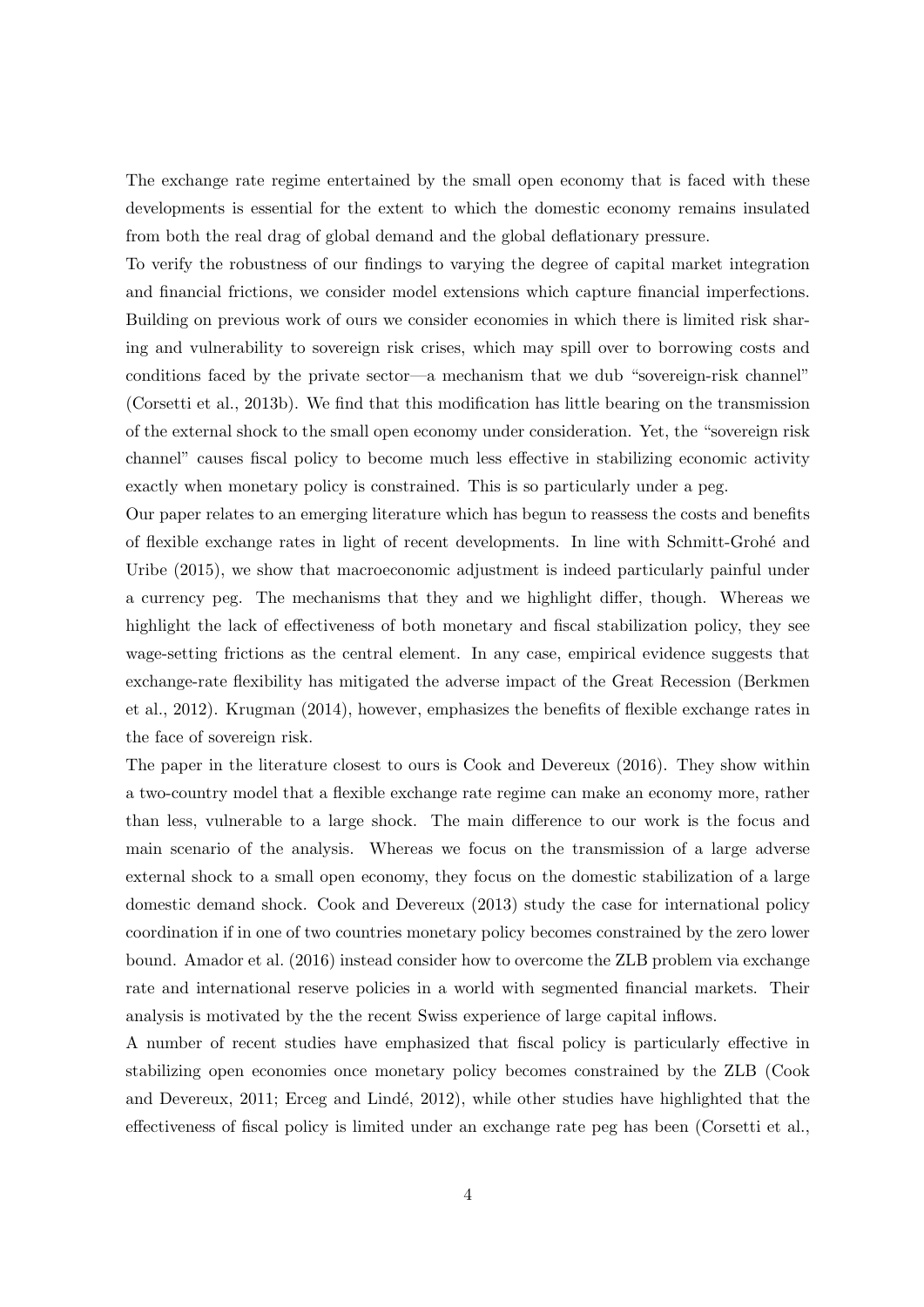The exchange rate regime entertained by the small open economy that is faced with these developments is essential for the extent to which the domestic economy remains insulated from both the real drag of global demand and the global deflationary pressure.

To verify the robustness of our findings to varying the degree of capital market integration and financial frictions, we consider model extensions which capture financial imperfections. Building on previous work of ours we consider economies in which there is limited risk sharing and vulnerability to sovereign risk crises, which may spill over to borrowing costs and conditions faced by the private sector—a mechanism that we dub "sovereign-risk channel" (Corsetti et al., 2013b). We find that this modification has little bearing on the transmission of the external shock to the small open economy under consideration. Yet, the "sovereign risk channel" causes fiscal policy to become much less effective in stabilizing economic activity exactly when monetary policy is constrained. This is so particularly under a peg.

Our paper relates to an emerging literature which has begun to reassess the costs and benefits of flexible exchange rates in light of recent developments. In line with Schmitt-Grohé and Uribe (2015), we show that macroeconomic adjustment is indeed particularly painful under a currency peg. The mechanisms that they and we highlight differ, though. Whereas we highlight the lack of effectiveness of both monetary and fiscal stabilization policy, they see wage-setting frictions as the central element. In any case, empirical evidence suggests that exchange-rate flexibility has mitigated the adverse impact of the Great Recession (Berkmen et al., 2012). Krugman (2014), however, emphasizes the benefits of flexible exchange rates in the face of sovereign risk.

The paper in the literature closest to ours is Cook and Devereux (2016). They show within a two-country model that a flexible exchange rate regime can make an economy more, rather than less, vulnerable to a large shock. The main difference to our work is the focus and main scenario of the analysis. Whereas we focus on the transmission of a large adverse external shock to a small open economy, they focus on the domestic stabilization of a large domestic demand shock. Cook and Devereux (2013) study the case for international policy coordination if in one of two countries monetary policy becomes constrained by the zero lower bound. Amador et al. (2016) instead consider how to overcome the ZLB problem via exchange rate and international reserve policies in a world with segmented financial markets. Their analysis is motivated by the the recent Swiss experience of large capital inflows.

A number of recent studies have emphasized that fiscal policy is particularly effective in stabilizing open economies once monetary policy becomes constrained by the ZLB (Cook and Devereux, 2011; Erceg and Lindé, 2012), while other studies have highlighted that the effectiveness of fiscal policy is limited under an exchange rate peg has been (Corsetti et al.,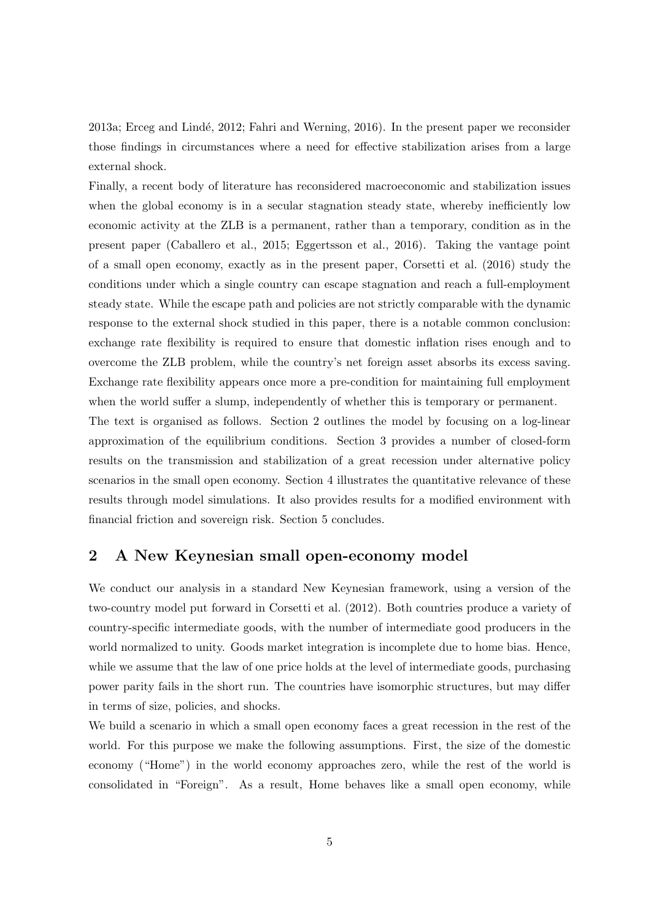2013a; Erceg and Lindé, 2012; Fahri and Werning, 2016). In the present paper we reconsider those findings in circumstances where a need for effective stabilization arises from a large external shock.

Finally, a recent body of literature has reconsidered macroeconomic and stabilization issues when the global economy is in a secular stagnation steady state, whereby inefficiently low economic activity at the ZLB is a permanent, rather than a temporary, condition as in the present paper (Caballero et al., 2015; Eggertsson et al., 2016). Taking the vantage point of a small open economy, exactly as in the present paper, Corsetti et al. (2016) study the conditions under which a single country can escape stagnation and reach a full-employment steady state. While the escape path and policies are not strictly comparable with the dynamic response to the external shock studied in this paper, there is a notable common conclusion: exchange rate flexibility is required to ensure that domestic inflation rises enough and to overcome the ZLB problem, while the country's net foreign asset absorbs its excess saving. Exchange rate flexibility appears once more a pre-condition for maintaining full employment when the world suffer a slump, independently of whether this is temporary or permanent.

The text is organised as follows. Section 2 outlines the model by focusing on a log-linear approximation of the equilibrium conditions. Section 3 provides a number of closed-form results on the transmission and stabilization of a great recession under alternative policy scenarios in the small open economy. Section 4 illustrates the quantitative relevance of these results through model simulations. It also provides results for a modified environment with financial friction and sovereign risk. Section 5 concludes.

## 2 A New Keynesian small open-economy model

We conduct our analysis in a standard New Keynesian framework, using a version of the two-country model put forward in Corsetti et al. (2012). Both countries produce a variety of country-specific intermediate goods, with the number of intermediate good producers in the world normalized to unity. Goods market integration is incomplete due to home bias. Hence, while we assume that the law of one price holds at the level of intermediate goods, purchasing power parity fails in the short run. The countries have isomorphic structures, but may differ in terms of size, policies, and shocks.

We build a scenario in which a small open economy faces a great recession in the rest of the world. For this purpose we make the following assumptions. First, the size of the domestic economy ("Home") in the world economy approaches zero, while the rest of the world is consolidated in "Foreign". As a result, Home behaves like a small open economy, while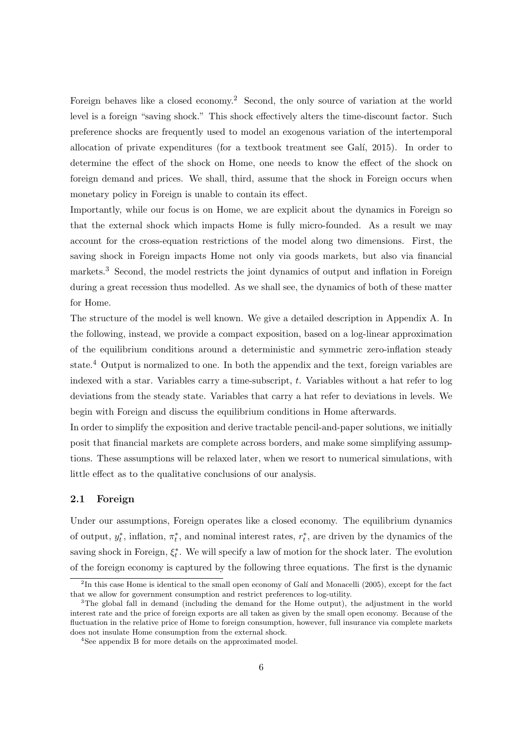Foreign behaves like a closed economy.[2] Second, the only source of variation at the world level is a foreign "saving shock." This shock effectively alters the time-discount factor. Such preference shocks are frequently used to model an exogenous variation of the intertemporal allocation of private expenditures (for a textbook treatment see Galí, 2015). In order to determine the effect of the shock on Home, one needs to know the effect of the shock on foreign demand and prices. We shall, third, assume that the shock in Foreign occurs when monetary policy in Foreign is unable to contain its effect.

Importantly, while our focus is on Home, we are explicit about the dynamics in Foreign so that the external shock which impacts Home is fully micro-founded. As a result we may account for the cross-equation restrictions of the model along two dimensions. First, the saving shock in Foreign impacts Home not only via goods markets, but also via financial markets.[3] Second, the model restricts the joint dynamics of output and inflation in Foreign during a great recession thus modelled. As we shall see, the dynamics of both of these matter for Home.

The structure of the model is well known. We give a detailed description in Appendix A. In the following, instead, we provide a compact exposition, based on a log-linear approximation of the equilibrium conditions around a deterministic and symmetric zero-inflation steady state.[4] Output is normalized to one. In both the appendix and the text, foreign variables are indexed with a star. Variables carry a time-subscript, $t$. Variables without a hat refer to log deviations from the steady state. Variables that carry a hat refer to deviations in levels. We begin with Foreign and discuss the equilibrium conditions in Home afterwards.

In order to simplify the exposition and derive tractable pencil-and-paper solutions, we initially posit that financial markets are complete across borders, and make some simplifying assumptions. These assumptions will be relaxed later, when we resort to numerical simulations, with little effect as to the qualitative conclusions of our analysis.

### 2.1 Foreign

Under our assumptions, Foreign operates like a closed economy. The equilibrium dynamics of output, $y_t^*$, inflation, $\pi_t^*$, and nominal interest rates, $r_t^*$, are driven by the dynamics of the saving shock in Foreign, $\xi_t^*$. We will specify a law of motion for the shock later. The evolution of the foreign economy is captured by the following three equations. The first is the dynamic

---

[2] In this case Home is identical to the small open economy of Galí and Monacelli (2005), except for the fact that we allow for government consumption and restrict preferences to log-utility.

[3] The global fall in demand (including the demand for the Home output), the adjustment in the world interest rate and the price of foreign exports are all taken as given by the small open economy. Because of the fluctuation in the relative price of Home to foreign consumption, however, full insurance via complete markets does not insulate Home consumption from the external shock.

[4] See appendix B for more details on the approximated model.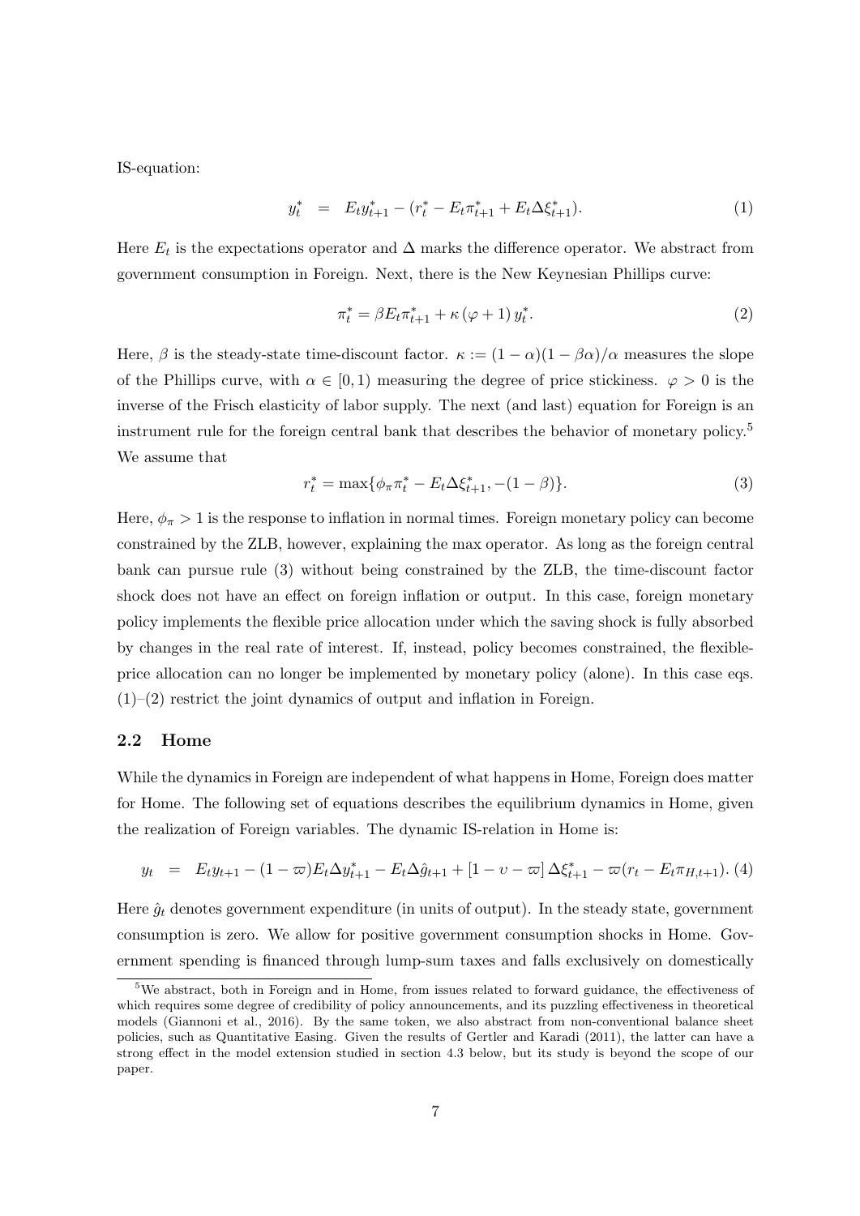IS-equation:

$$y_t^* \quad = \quad E_t y_{t+1}^* - (r_t^* - E_t \pi_{t+1}^* + E_t \Delta \xi_{t+1}^*). \tag{1}$$

Here $E_t$ is the expectations operator and $\Delta$ marks the difference operator. We abstract from government consumption in Foreign. Next, there is the New Keynesian Phillips curve:

$$\pi_t^* = \beta E_t \pi_{t+1}^* + \kappa (\varphi + 1) y_t^*. \tag{2}$$

Here, $\beta$ is the steady-state time-discount factor. $\kappa := (1-\alpha)(1-\beta\alpha)/\alpha$ measures the slope of the Phillips curve, with $\alpha \in [0, 1)$ measuring the degree of price stickiness. $\varphi > 0$ is the inverse of the Frisch elasticity of labor supply. The next (and last) equation for Foreign is an instrument rule for the foreign central bank that describes the behavior of monetary policy.[5] We assume that

$$r_t^* = \max\{\phi_\pi \pi_t^* - E_t \Delta \xi_{t+1}^*, -(1-\beta)\}. \tag{3}$$

Here, $\phi_\pi > 1$ is the response to inflation in normal times. Foreign monetary policy can become constrained by the ZLB, however, explaining the max operator. As long as the foreign central bank can pursue rule (3) without being constrained by the ZLB, the time-discount factor shock does not have an effect on foreign inflation or output. In this case, foreign monetary policy implements the flexible price allocation under which the saving shock is fully absorbed by changes in the real rate of interest. If, instead, policy becomes constrained, the flexible-price allocation can no longer be implemented by monetary policy (alone). In this case eqs. (1)–(2) restrict the joint dynamics of output and inflation in Foreign.

### 2.2 Home

While the dynamics in Foreign are independent of what happens in Home, Foreign does matter for Home. The following set of equations describes the equilibrium dynamics in Home, given the realization of Foreign variables. The dynamic IS-relation in Home is:

$$y_t \quad = \quad E_t y_{t+1} - (1-\varpi) E_t \Delta y_{t+1}^* - E_t \Delta \hat{g}_{t+1} + [1 - \upsilon - \varpi] \Delta \xi_{t+1}^* - \varpi (r_t - E_t \pi_{H,t+1}). \tag{4}$$

Here $\hat{g}_t$ denotes government expenditure (in units of output). In the steady state, government consumption is zero. We allow for positive government consumption shocks in Home. Government spending is financed through lump-sum taxes and falls exclusively on domestically

[5] We abstract, both in Foreign and in Home, from issues related to forward guidance, the effectiveness of which requires some degree of credibility of policy announcements, and its puzzling effectiveness in theoretical models (Giannoni et al., 2016). By the same token, we also abstract from non-conventional balance sheet policies, such as Quantitative Easing. Given the results of Gertler and Karadi (2011), the latter can have a strong effect in the model extension studied in section 4.3 below, but its study is beyond the scope of our paper.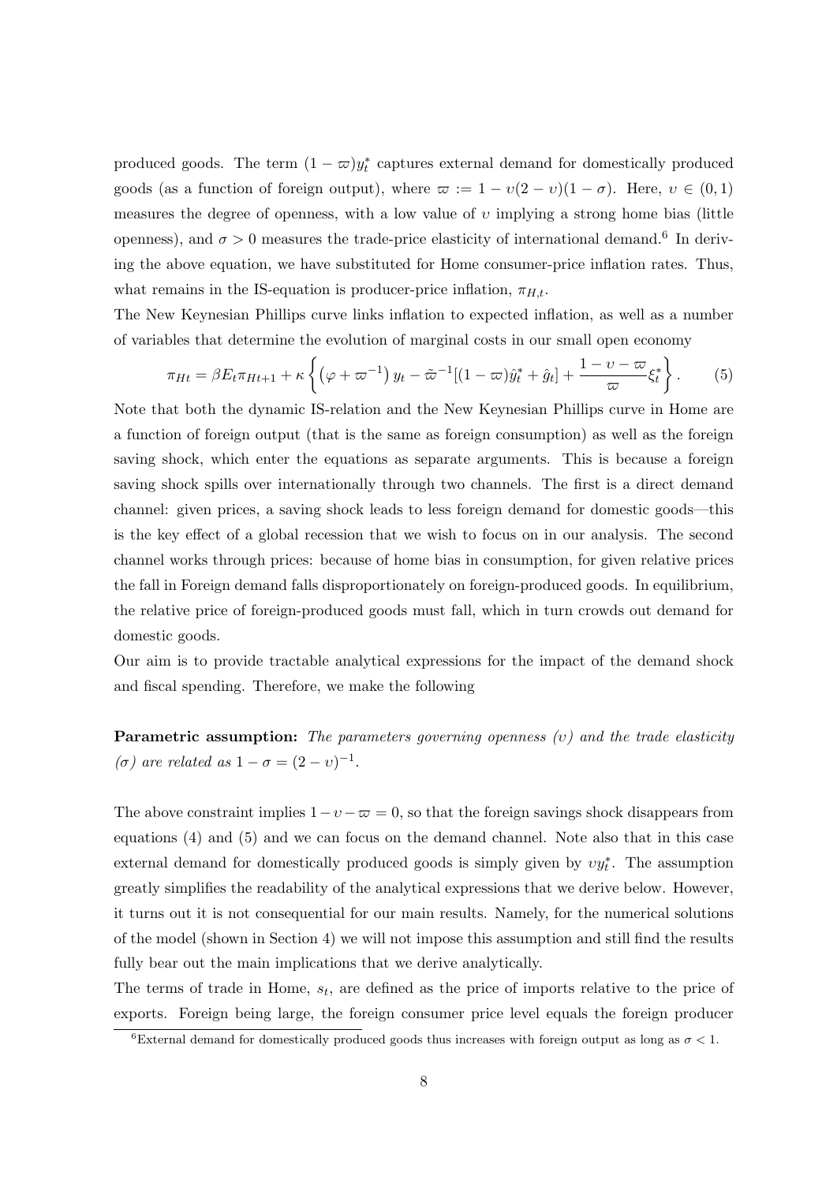produced goods. The term $(1-\varpi)y_t^*$ captures external demand for domestically produced goods (as a function of foreign output), where $\varpi := 1 - \upsilon(2-\upsilon)(1-\sigma)$. Here, $\upsilon \in (0,1)$ measures the degree of openness, with a low value of $\upsilon$ implying a strong home bias (little openness), and $\sigma > 0$ measures the trade-price elasticity of international demand.[6] In deriving the above equation, we have substituted for Home consumer-price inflation rates. Thus, what remains in the IS-equation is producer-price inflation, $\pi_{H,t}$.

The New Keynesian Phillips curve links inflation to expected inflation, as well as a number of variables that determine the evolution of marginal costs in our small open economy

$$\pi_{Ht} = \beta E_t \pi_{Ht+1} + \kappa \left\{ \left(\varphi + \varpi^{-1}\right) y_t - \tilde{\varpi}^{-1}[(1-\varpi)\hat{y}_t^* + \hat{g}_t] + \frac{1-\upsilon-\varpi}{\varpi}\xi_t^* \right\}. \tag{5}$$

Note that both the dynamic IS-relation and the New Keynesian Phillips curve in Home are a function of foreign output (that is the same as foreign consumption) as well as the foreign saving shock, which enter the equations as separate arguments. This is because a foreign saving shock spills over internationally through two channels. The first is a direct demand channel: given prices, a saving shock leads to less foreign demand for domestic goods—this is the key effect of a global recession that we wish to focus on in our analysis. The second channel works through prices: because of home bias in consumption, for given relative prices the fall in Foreign demand falls disproportionately on foreign-produced goods. In equilibrium, the relative price of foreign-produced goods must fall, which in turn crowds out demand for domestic goods.

Our aim is to provide tractable analytical expressions for the impact of the demand shock and fiscal spending. Therefore, we make the following

**Parametric assumption:** *The parameters governing openness ($\upsilon$) and the trade elasticity ($\sigma$) are related as $1-\sigma = (2-\upsilon)^{-1}$.*

The above constraint implies $1-\upsilon-\varpi = 0$, so that the foreign savings shock disappears from equations (4) and (5) and we can focus on the demand channel. Note also that in this case external demand for domestically produced goods is simply given by $\upsilon y_t^*$. The assumption greatly simplifies the readability of the analytical expressions that we derive below. However, it turns out it is not consequential for our main results. Namely, for the numerical solutions of the model (shown in Section 4) we will not impose this assumption and still find the results fully bear out the main implications that we derive analytically.

The terms of trade in Home, $s_t$, are defined as the price of imports relative to the price of exports. Foreign being large, the foreign consumer price level equals the foreign producer

[6] External demand for domestically produced goods thus increases with foreign output as long as $\sigma < 1$.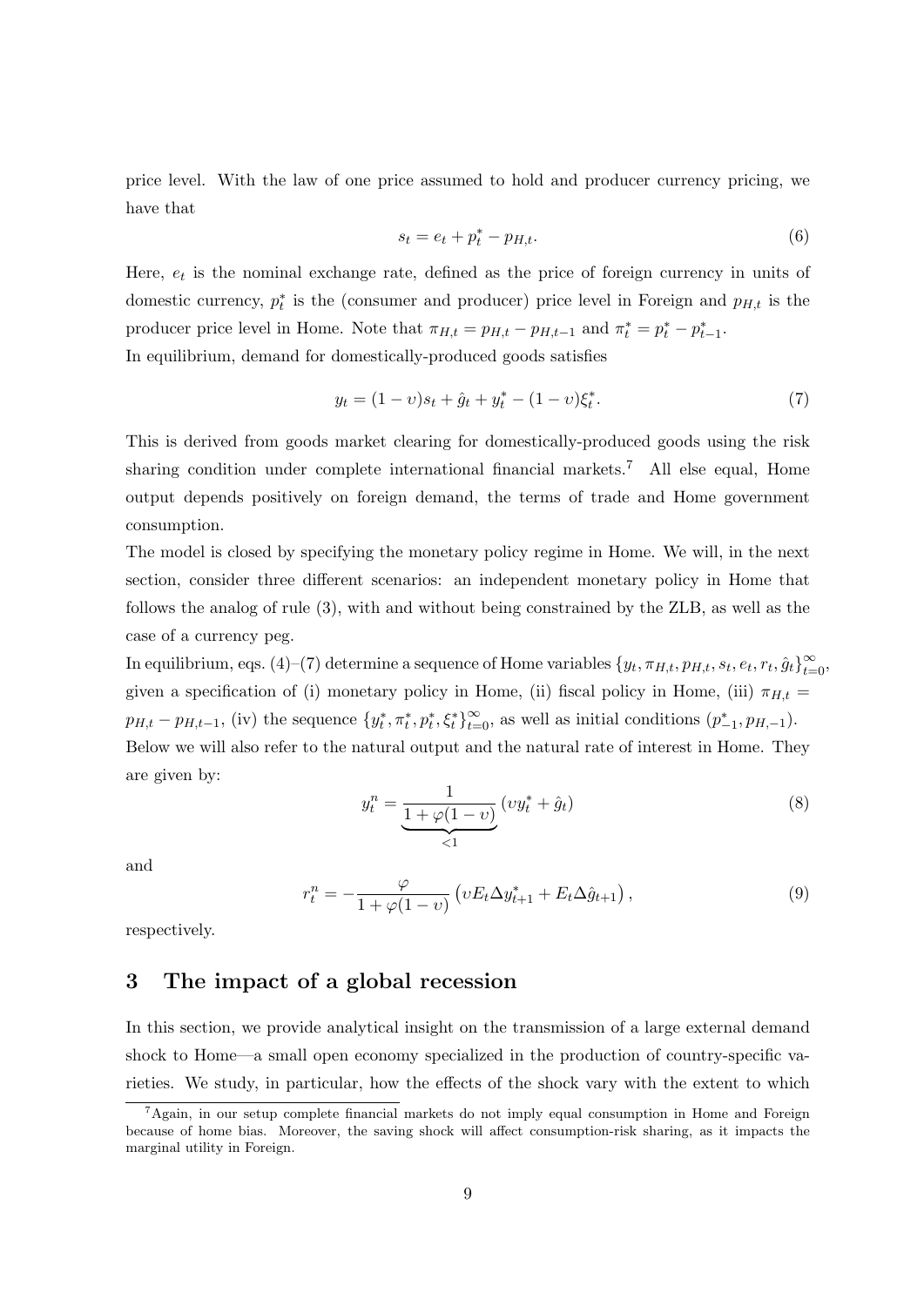price level. With the law of one price assumed to hold and producer currency pricing, we have that

$$s_t = e_t + p_t^* - p_{H,t}. \tag{6}$$

Here, $e_t$ is the nominal exchange rate, defined as the price of foreign currency in units of domestic currency, $p_t^*$ is the (consumer and producer) price level in Foreign and $p_{H,t}$ is the producer price level in Home. Note that $\pi_{H,t} = p_{H,t} - p_{H,t-1}$ and $\pi_t^* = p_t^* - p_{t-1}^*$.
In equilibrium, demand for domestically-produced goods satisfies

$$y_t = (1 - \upsilon)s_t + \hat{g}_t + y_t^* - (1 - \upsilon)\xi_t^*. \tag{7}$$

This is derived from goods market clearing for domestically-produced goods using the risk sharing condition under complete international financial markets.[7] All else equal, Home output depends positively on foreign demand, the terms of trade and Home government consumption.
The model is closed by specifying the monetary policy regime in Home. We will, in the next section, consider three different scenarios: an independent monetary policy in Home that follows the analog of rule (3), with and without being constrained by the ZLB, as well as the case of a currency peg.
In equilibrium, eqs. (4)–(7) determine a sequence of Home variables $\{y_t, \pi_{H,t}, p_{H,t}, s_t, e_t, r_t, \hat{g}_t\}_{t=0}^{\infty}$, given a specification of (i) monetary policy in Home, (ii) fiscal policy in Home, (iii) $\pi_{H,t} = p_{H,t} - p_{H,t-1}$, (iv) the sequence $\{y_t^*, \pi_t^*, p_t^*, \xi_t^*\}_{t=0}^{\infty}$, as well as initial conditions $(p_{-1}^*, p_{H,-1})$.
Below we will also refer to the natural output and the natural rate of interest in Home. They are given by:

$$y_t^n = \underbrace{\frac{1}{1 + \varphi(1 - \upsilon)}}_{<1} (\upsilon y_t^* + \hat{g}_t) \tag{8}$$

and

$$r_t^n = -\frac{\varphi}{1 + \varphi(1 - \upsilon)} \left(\upsilon E_t \Delta y_{t+1}^* + E_t \Delta \hat{g}_{t+1}\right), \tag{9}$$

respectively.

# 3 The impact of a global recession

In this section, we provide analytical insight on the transmission of a large external demand shock to Home—a small open economy specialized in the production of country-specific varieties. We study, in particular, how the effects of the shock vary with the extent to which

[7] Again, in our setup complete financial markets do not imply equal consumption in Home and Foreign because of home bias. Moreover, the saving shock will affect consumption-risk sharing, as it impacts the marginal utility in Foreign.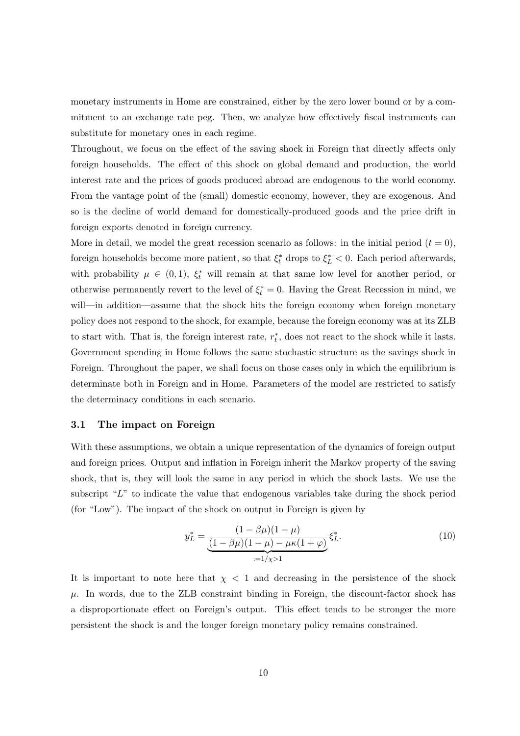monetary instruments in Home are constrained, either by the zero lower bound or by a commitment to an exchange rate peg. Then, we analyze how effectively fiscal instruments can substitute for monetary ones in each regime.

Throughout, we focus on the effect of the saving shock in Foreign that directly affects only foreign households. The effect of this shock on global demand and production, the world interest rate and the prices of goods produced abroad are endogenous to the world economy. From the vantage point of the (small) domestic economy, however, they are exogenous. And so is the decline of world demand for domestically-produced goods and the price drift in foreign exports denoted in foreign currency.

More in detail, we model the great recession scenario as follows: in the initial period ($t = 0$), foreign households become more patient, so that $\xi_t^*$ drops to $\xi_L^* < 0$. Each period afterwards, with probability $\mu \in (0, 1)$, $\xi_t^*$ will remain at that same low level for another period, or otherwise permanently revert to the level of $\xi_t^* = 0$. Having the Great Recession in mind, we will—in addition—assume that the shock hits the foreign economy when foreign monetary policy does not respond to the shock, for example, because the foreign economy was at its ZLB to start with. That is, the foreign interest rate, $r_t^*$, does not react to the shock while it lasts. Government spending in Home follows the same stochastic structure as the savings shock in Foreign. Throughout the paper, we shall focus on those cases only in which the equilibrium is determinate both in Foreign and in Home. Parameters of the model are restricted to satisfy the determinacy conditions in each scenario.

### 3.1 The impact on Foreign

With these assumptions, we obtain a unique representation of the dynamics of foreign output and foreign prices. Output and inflation in Foreign inherit the Markov property of the saving shock, that is, they will look the same in any period in which the shock lasts. We use the subscript "$L$" to indicate the value that endogenous variables take during the shock period (for "Low"). The impact of the shock on output in Foreign is given by

$$y_L^* = \underbrace{\frac{(1-\beta\mu)(1-\mu)}{(1-\beta\mu)(1-\mu) - \mu\kappa(1+\varphi)}}_{:=1/\chi>1} \xi_L^*. \tag{10}$$

It is important to note here that $\chi < 1$ and decreasing in the persistence of the shock $\mu$. In words, due to the ZLB constraint binding in Foreign, the discount-factor shock has a disproportionate effect on Foreign's output. This effect tends to be stronger the more persistent the shock is and the longer foreign monetary policy remains constrained.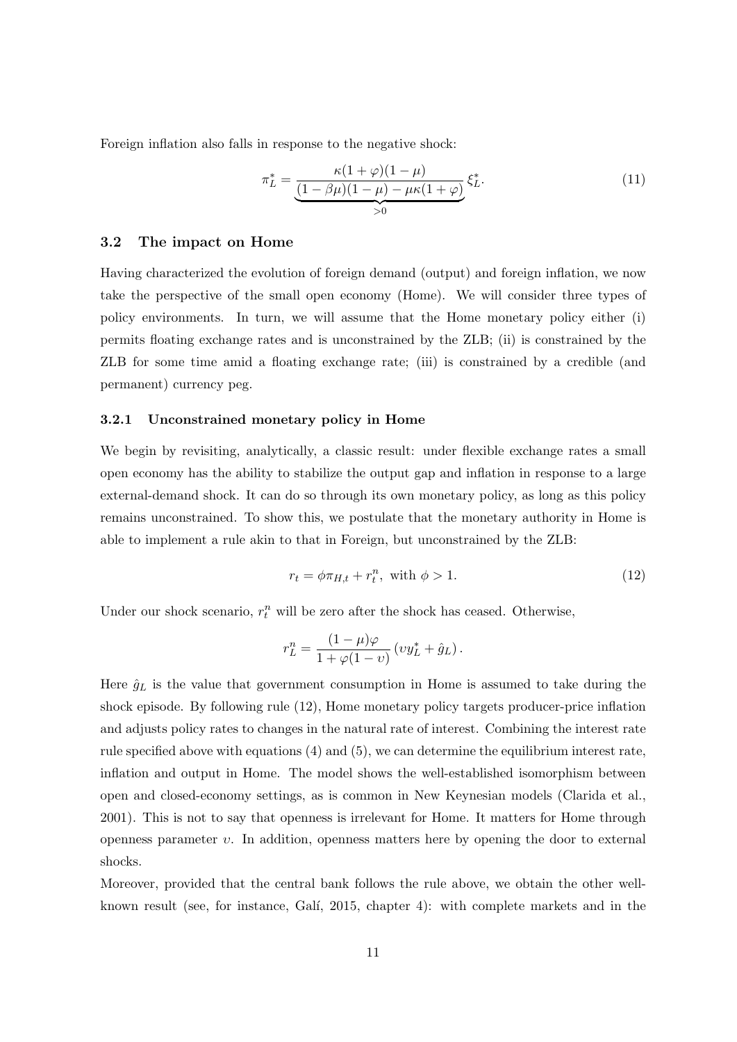Foreign inflation also falls in response to the negative shock:

$$\pi_L^* = \underbrace{\frac{\kappa(1+\varphi)(1-\mu)}{(1-\beta\mu)(1-\mu) - \mu\kappa(1+\varphi)}}_{>0} \xi_L^*. \tag{11}$$

### 3.2 The impact on Home

Having characterized the evolution of foreign demand (output) and foreign inflation, we now take the perspective of the small open economy (Home). We will consider three types of policy environments. In turn, we will assume that the Home monetary policy either (i) permits floating exchange rates and is unconstrained by the ZLB; (ii) is constrained by the ZLB for some time amid a floating exchange rate; (iii) is constrained by a credible (and permanent) currency peg.

#### 3.2.1 Unconstrained monetary policy in Home

We begin by revisiting, analytically, a classic result: under flexible exchange rates a small open economy has the ability to stabilize the output gap and inflation in response to a large external-demand shock. It can do so through its own monetary policy, as long as this policy remains unconstrained. To show this, we postulate that the monetary authority in Home is able to implement a rule akin to that in Foreign, but unconstrained by the ZLB:

$$r_t = \phi\pi_{H,t} + r_t^n, \text{ with } \phi > 1. \tag{12}$$

Under our shock scenario, $r_t^n$ will be zero after the shock has ceased. Otherwise,

$$r_L^n = \frac{(1-\mu)\varphi}{1+\varphi(1-\upsilon)}\left(\upsilon y_L^* + \hat{g}_L\right).$$

Here $\hat{g}_L$ is the value that government consumption in Home is assumed to take during the shock episode. By following rule (12), Home monetary policy targets producer-price inflation and adjusts policy rates to changes in the natural rate of interest. Combining the interest rate rule specified above with equations (4) and (5), we can determine the equilibrium interest rate, inflation and output in Home. The model shows the well-established isomorphism between open and closed-economy settings, as is common in New Keynesian models (Clarida et al., 2001). This is not to say that openness is irrelevant for Home. It matters for Home through openness parameter $\upsilon$. In addition, openness matters here by opening the door to external shocks.

Moreover, provided that the central bank follows the rule above, we obtain the other well-known result (see, for instance, Galí, 2015, chapter 4): with complete markets and in the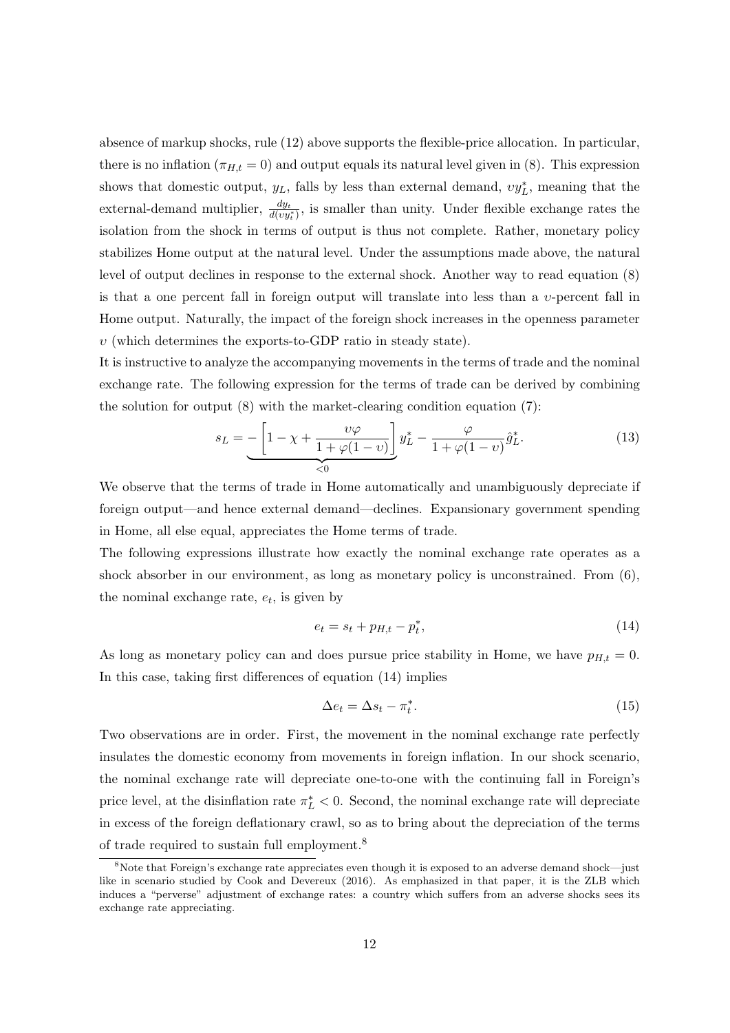absence of markup shocks, rule (12) above supports the flexible-price allocation. In particular, there is no inflation ($\pi_{H,t} = 0$) and output equals its natural level given in (8). This expression shows that domestic output, $y_L$, falls by less than external demand, $\upsilon y_L^*$, meaning that the external-demand multiplier, $\frac{dy_t}{d(\upsilon y_t^*)}$, is smaller than unity. Under flexible exchange rates the isolation from the shock in terms of output is thus not complete. Rather, monetary policy stabilizes Home output at the natural level. Under the assumptions made above, the natural level of output declines in response to the external shock. Another way to read equation (8) is that a one percent fall in foreign output will translate into less than a $\upsilon$-percent fall in Home output. Naturally, the impact of the foreign shock increases in the openness parameter $\upsilon$ (which determines the exports-to-GDP ratio in steady state).

It is instructive to analyze the accompanying movements in the terms of trade and the nominal exchange rate. The following expression for the terms of trade can be derived by combining the solution for output (8) with the market-clearing condition equation (7):

$$s_L = \underbrace{-\left[1 - \chi + \frac{\upsilon\varphi}{1+\varphi(1-\upsilon)}\right]}_{<0} y_L^* - \frac{\varphi}{1+\varphi(1-\upsilon)}\hat{g}_L^*. \tag{13}$$

We observe that the terms of trade in Home automatically and unambiguously depreciate if foreign output—and hence external demand—declines. Expansionary government spending in Home, all else equal, appreciates the Home terms of trade.

The following expressions illustrate how exactly the nominal exchange rate operates as a shock absorber in our environment, as long as monetary policy is unconstrained. From (6), the nominal exchange rate, $e_t$, is given by

$$e_t = s_t + p_{H,t} - p_t^*, \tag{14}$$

As long as monetary policy can and does pursue price stability in Home, we have $p_{H,t} = 0$. In this case, taking first differences of equation (14) implies

$$\Delta e_t = \Delta s_t - \pi_t^*. \tag{15}$$

Two observations are in order. First, the movement in the nominal exchange rate perfectly insulates the domestic economy from movements in foreign inflation. In our shock scenario, the nominal exchange rate will depreciate one-to-one with the continuing fall in Foreign's price level, at the disinflation rate $\pi_L^* < 0$. Second, the nominal exchange rate will depreciate in excess of the foreign deflationary crawl, so as to bring about the depreciation of the terms of trade required to sustain full employment.[8]

[8] Note that Foreign's exchange rate appreciates even though it is exposed to an adverse demand shock—just like in scenario studied by Cook and Devereux (2016). As emphasized in that paper, it is the ZLB which induces a "perverse" adjustment of exchange rates: a country which suffers from an adverse shocks sees its exchange rate appreciating.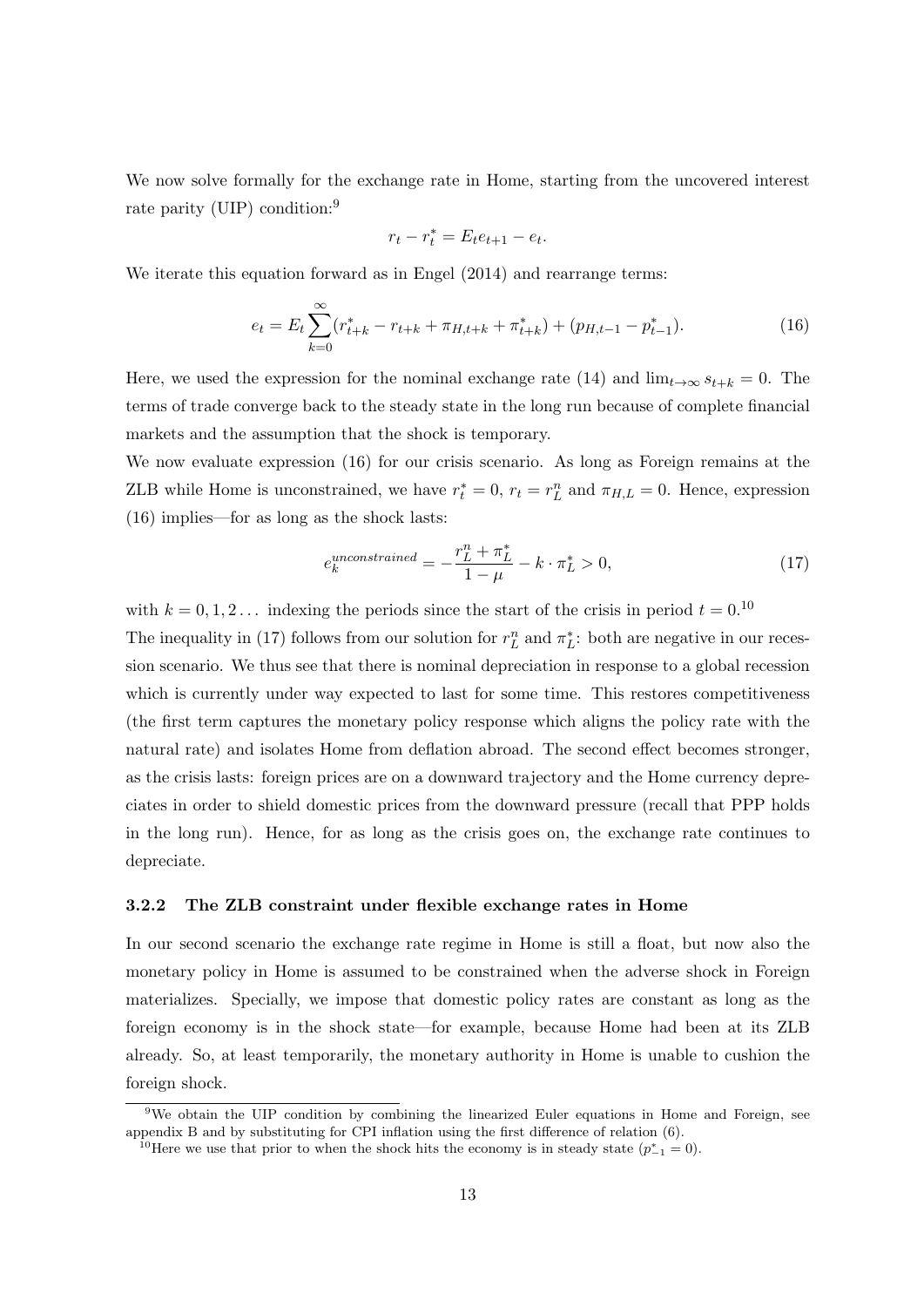We now solve formally for the exchange rate in Home, starting from the uncovered interest rate parity (UIP) condition:[9]

$$r_t - r_t^* = E_t e_{t+1} - e_t.$$

We iterate this equation forward as in Engel (2014) and rearrange terms:

$$e_t = E_t \sum_{k=0}^{\infty} (r_{t+k}^* - r_{t+k} + \pi_{H,t+k} + \pi_{t+k}^*) + (p_{H,t-1} - p_{t-1}^*). \tag{16}$$

Here, we used the expression for the nominal exchange rate (14) and $\lim_{t\to\infty} s_{t+k} = 0$. The terms of trade converge back to the steady state in the long run because of complete financial markets and the assumption that the shock is temporary.

We now evaluate expression (16) for our crisis scenario. As long as Foreign remains at the ZLB while Home is unconstrained, we have $r_t^* = 0$, $r_t = r_L^n$ and $\pi_{H,L} = 0$. Hence, expression (16) implies—for as long as the shock lasts:

$$e_k^{unconstrained} = -\frac{r_L^n + \pi_L^*}{1-\mu} - k \cdot \pi_L^* > 0, \tag{17}$$

with $k = 0, 1, 2\ldots$ indexing the periods since the start of the crisis in period $t = 0$.[10]

The inequality in (17) follows from our solution for $r_L^n$ and $\pi_L^*$: both are negative in our recession scenario. We thus see that there is nominal depreciation in response to a global recession which is currently under way expected to last for some time. This restores competitiveness (the first term captures the monetary policy response which aligns the policy rate with the natural rate) and isolates Home from deflation abroad. The second effect becomes stronger, as the crisis lasts: foreign prices are on a downward trajectory and the Home currency depreciates in order to shield domestic prices from the downward pressure (recall that PPP holds in the long run). Hence, for as long as the crisis goes on, the exchange rate continues to depreciate.

### 3.2.2 The ZLB constraint under flexible exchange rates in Home

In our second scenario the exchange rate regime in Home is still a float, but now also the monetary policy in Home is assumed to be constrained when the adverse shock in Foreign materializes. Specially, we impose that domestic policy rates are constant as long as the foreign economy is in the shock state—for example, because Home had been at its ZLB already. So, at least temporarily, the monetary authority in Home is unable to cushion the foreign shock.

[9] We obtain the UIP condition by combining the linearized Euler equations in Home and Foreign, see appendix B and by substituting for CPI inflation using the first difference of relation (6).

[10] Here we use that prior to when the shock hits the economy is in steady state ($p_{-1}^* = 0$).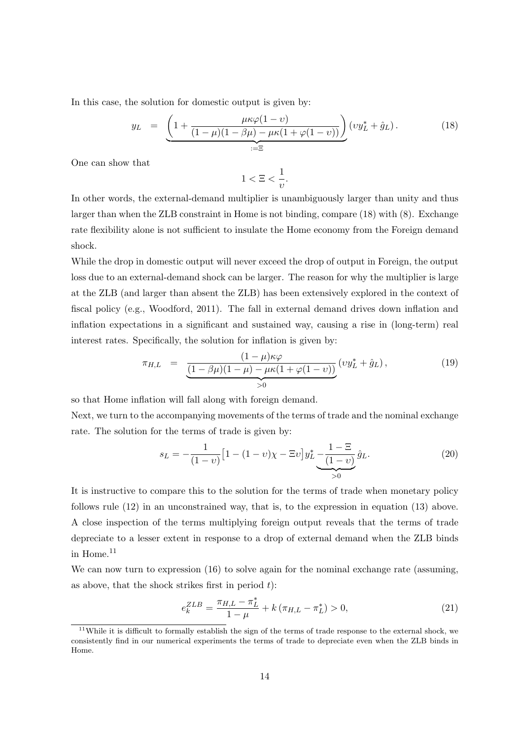In this case, the solution for domestic output is given by:

$$y_L = \underbrace{\left(1 + \frac{\mu\kappa\varphi(1-\upsilon)}{(1-\mu)(1-\beta\mu) - \mu\kappa(1+\varphi(1-\upsilon))}\right)}_{:=\Xi} (\upsilon y_L^* + \hat{g}_L). \tag{18}$$

One can show that

$$1 < \Xi < \frac{1}{\upsilon}.$$

In other words, the external-demand multiplier is unambiguously larger than unity and thus larger than when the ZLB constraint in Home is not binding, compare (18) with (8). Exchange rate flexibility alone is not sufficient to insulate the Home economy from the Foreign demand shock.

While the drop in domestic output will never exceed the drop of output in Foreign, the output loss due to an external-demand shock can be larger. The reason for why the multiplier is large at the ZLB (and larger than absent the ZLB) has been extensively explored in the context of fiscal policy (e.g., Woodford, 2011). The fall in external demand drives down inflation and inflation expectations in a significant and sustained way, causing a rise in (long-term) real interest rates. Specifically, the solution for inflation is given by:

$$\pi_{H,L} = \underbrace{\frac{(1-\mu)\kappa\varphi}{(1-\beta\mu)(1-\mu) - \mu\kappa(1+\varphi(1-\upsilon))}}_{>0} (\upsilon y_L^* + \hat{g}_L), \tag{19}$$

so that Home inflation will fall along with foreign demand.

Next, we turn to the accompanying movements of the terms of trade and the nominal exchange rate. The solution for the terms of trade is given by:

$$s_L = -\frac{1}{(1-\upsilon)}\left[1 - (1-\upsilon)\chi - \Xi\upsilon\right] y_L^* - \underbrace{\frac{1-\Xi}{(1-\upsilon)}}_{>0} \hat{g}_L. \tag{20}$$

It is instructive to compare this to the solution for the terms of trade when monetary policy follows rule (12) in an unconstrained way, that is, to the expression in equation (13) above. A close inspection of the terms multiplying foreign output reveals that the terms of trade depreciate to a lesser extent in response to a drop of external demand when the ZLB binds in Home.[11]

We can now turn to expression (16) to solve again for the nominal exchange rate (assuming, as above, that the shock strikes first in period $t$):

$$e_k^{ZLB} = \frac{\pi_{H,L} - \pi_L^*}{1-\mu} + k(\pi_{H,L} - \pi_L^*) > 0, \tag{21}$$

[11] While it is difficult to formally establish the sign of the terms of trade response to the external shock, we consistently find in our numerical experiments the terms of trade to depreciate even when the ZLB binds in Home.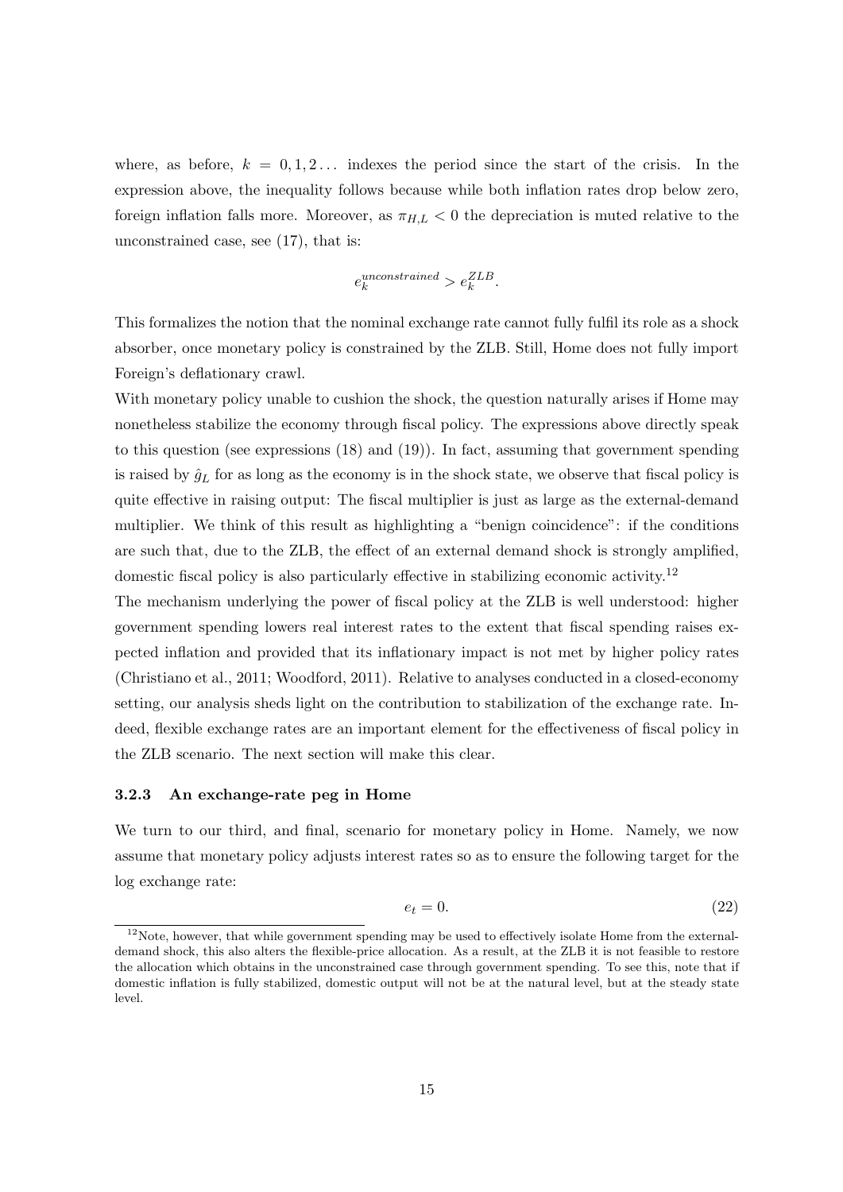where, as before, $k = 0, 1, 2 \ldots$ indexes the period since the start of the crisis. In the expression above, the inequality follows because while both inflation rates drop below zero, foreign inflation falls more. Moreover, as $\pi_{H,L} < 0$ the depreciation is muted relative to the unconstrained case, see (17), that is:

$$e_k^{unconstrained} > e_k^{ZLB}.$$

This formalizes the notion that the nominal exchange rate cannot fully fulfil its role as a shock absorber, once monetary policy is constrained by the ZLB. Still, Home does not fully import Foreign's deflationary crawl.

With monetary policy unable to cushion the shock, the question naturally arises if Home may nonetheless stabilize the economy through fiscal policy. The expressions above directly speak to this question (see expressions (18) and (19)). In fact, assuming that government spending is raised by $\hat{g}_L$ for as long as the economy is in the shock state, we observe that fiscal policy is quite effective in raising output: The fiscal multiplier is just as large as the external-demand multiplier. We think of this result as highlighting a "benign coincidence": if the conditions are such that, due to the ZLB, the effect of an external demand shock is strongly amplified, domestic fiscal policy is also particularly effective in stabilizing economic activity.[12]

The mechanism underlying the power of fiscal policy at the ZLB is well understood: higher government spending lowers real interest rates to the extent that fiscal spending raises expected inflation and provided that its inflationary impact is not met by higher policy rates (Christiano et al., 2011; Woodford, 2011). Relative to analyses conducted in a closed-economy setting, our analysis sheds light on the contribution to stabilization of the exchange rate. Indeed, flexible exchange rates are an important element for the effectiveness of fiscal policy in the ZLB scenario. The next section will make this clear.

### 3.2.3 An exchange-rate peg in Home

We turn to our third, and final, scenario for monetary policy in Home. Namely, we now assume that monetary policy adjusts interest rates so as to ensure the following target for the log exchange rate:

$$e_t = 0. \tag{22}$$

[12] Note, however, that while government spending may be used to effectively isolate Home from the external-demand shock, this also alters the flexible-price allocation. As a result, at the ZLB it is not feasible to restore the allocation which obtains in the unconstrained case through government spending. To see this, note that if domestic inflation is fully stabilized, domestic output will not be at the natural level, but at the steady state level.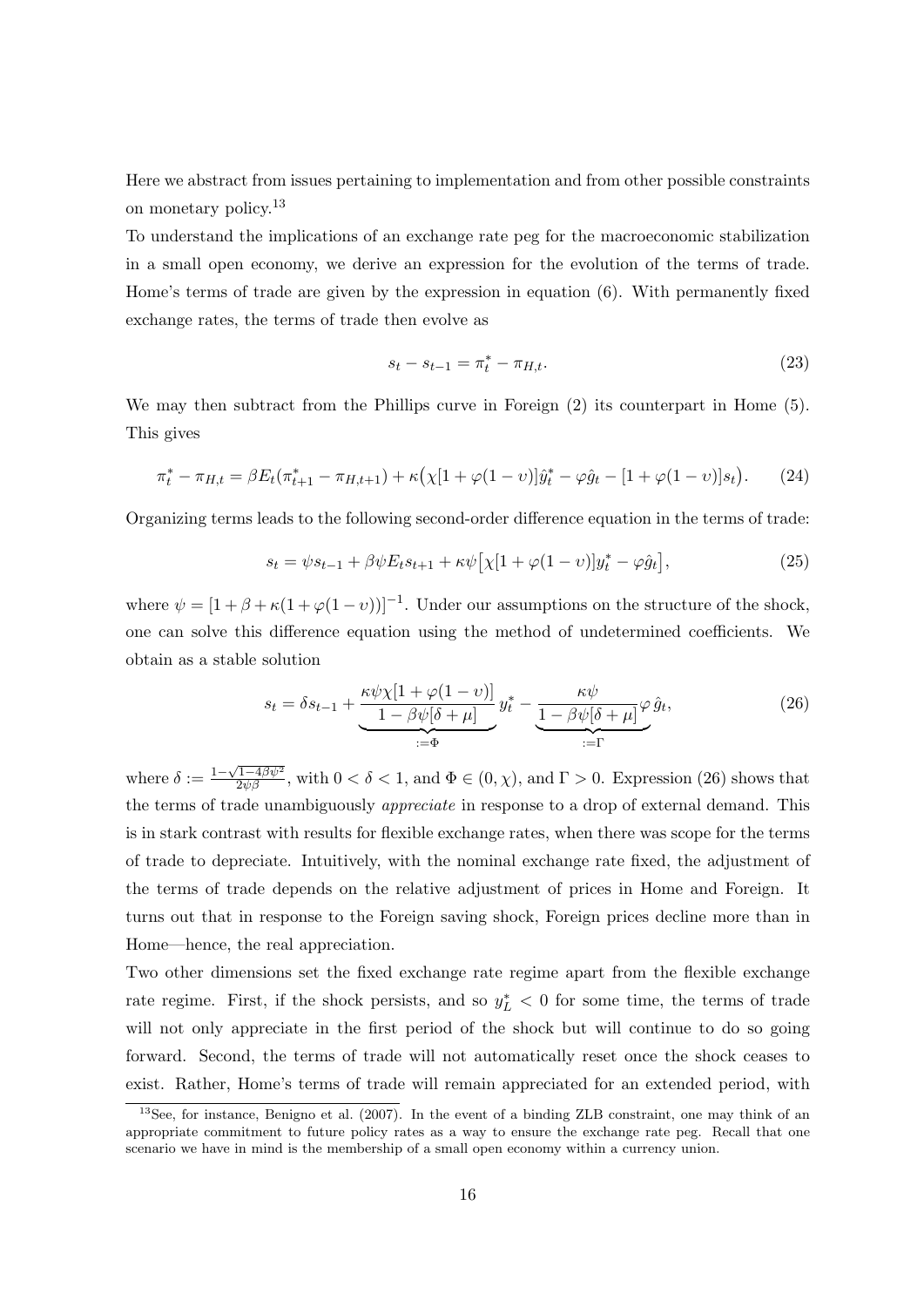Here we abstract from issues pertaining to implementation and from other possible constraints on monetary policy.[13]

To understand the implications of an exchange rate peg for the macroeconomic stabilization in a small open economy, we derive an expression for the evolution of the terms of trade. Home's terms of trade are given by the expression in equation (6). With permanently fixed exchange rates, the terms of trade then evolve as

$$s_t - s_{t-1} = \pi_t^* - \pi_{H,t}. \tag{23}$$

We may then subtract from the Phillips curve in Foreign (2) its counterpart in Home (5). This gives

$$\pi_t^* - \pi_{H,t} = \beta E_t(\pi_{t+1}^* - \pi_{H,t+1}) + \kappa\big(\chi[1+\varphi(1-\upsilon)]\hat{y}_t^* - \varphi\hat{g}_t - [1+\varphi(1-\upsilon)]s_t\big). \tag{24}$$

Organizing terms leads to the following second-order difference equation in the terms of trade:

$$s_t = \psi s_{t-1} + \beta\psi E_t s_{t+1} + \kappa\psi\big[\chi[1+\varphi(1-\upsilon)]y_t^* - \varphi\hat{g}_t\big], \tag{25}$$

where $\psi = [1+\beta+\kappa(1+\varphi(1-\upsilon))]^{-1}$. Under our assumptions on the structure of the shock, one can solve this difference equation using the method of undetermined coefficients. We obtain as a stable solution

$$s_t = \delta s_{t-1} + \underbrace{\frac{\kappa\psi\chi[1+\varphi(1-\upsilon)]}{1-\beta\psi[\delta+\mu]}}_{:=\Phi} y_t^* - \underbrace{\frac{\kappa\psi}{1-\beta\psi[\delta+\mu]}}_{:=\Gamma}\varphi\,\hat{g}_t, \tag{26}$$

where $\delta := \frac{1-\sqrt{1-4\beta\psi^2}}{2\psi\beta}$, with $0<\delta<1$, and $\Phi \in (0,\chi)$, and $\Gamma > 0$. Expression (26) shows that the terms of trade unambiguously *appreciate* in response to a drop of external demand. This is in stark contrast with results for flexible exchange rates, when there was scope for the terms of trade to depreciate. Intuitively, with the nominal exchange rate fixed, the adjustment of the terms of trade depends on the relative adjustment of prices in Home and Foreign. It turns out that in response to the Foreign saving shock, Foreign prices decline more than in Home—hence, the real appreciation.

Two other dimensions set the fixed exchange rate regime apart from the flexible exchange rate regime. First, if the shock persists, and so $y_L^* < 0$ for some time, the terms of trade will not only appreciate in the first period of the shock but will continue to do so going forward. Second, the terms of trade will not automatically reset once the shock ceases to exist. Rather, Home's terms of trade will remain appreciated for an extended period, with

[13] See, for instance, Benigno et al. (2007). In the event of a binding ZLB constraint, one may think of an appropriate commitment to future policy rates as a way to ensure the exchange rate peg. Recall that one scenario we have in mind is the membership of a small open economy within a currency union.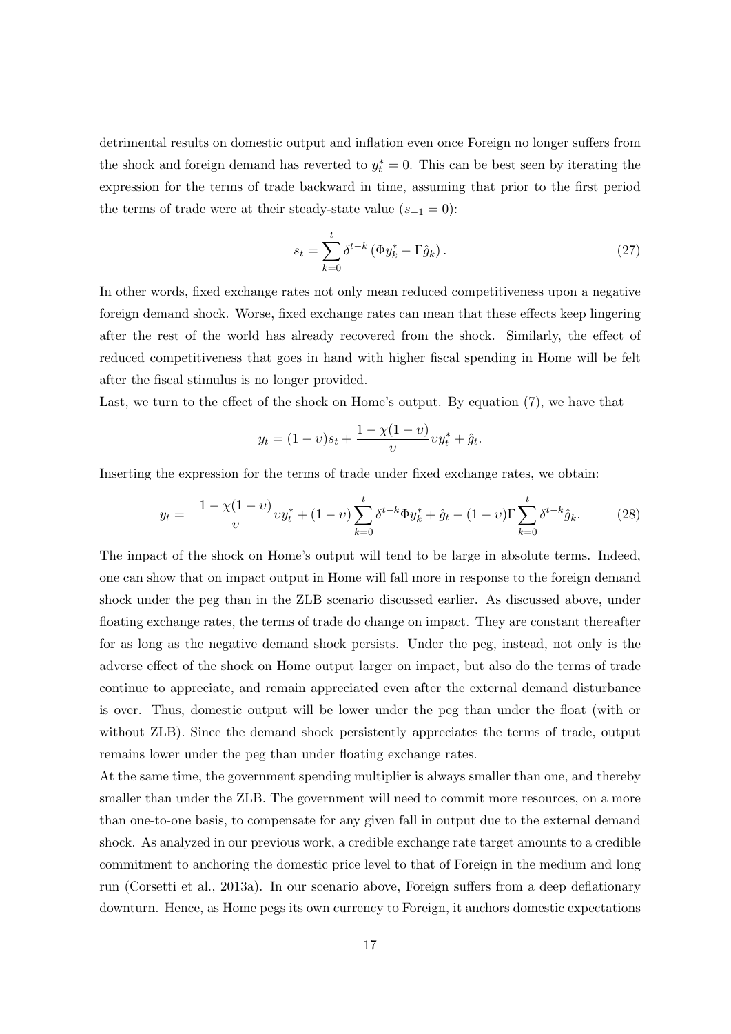detrimental results on domestic output and inflation even once Foreign no longer suffers from the shock and foreign demand has reverted to $y_t^* = 0$. This can be best seen by iterating the expression for the terms of trade backward in time, assuming that prior to the first period the terms of trade were at their steady-state value ($s_{-1} = 0$):

$$s_t = \sum_{k=0}^{t} \delta^{t-k} \left( \Phi y_k^* - \Gamma \hat{g}_k \right). \tag{27}$$

In other words, fixed exchange rates not only mean reduced competitiveness upon a negative foreign demand shock. Worse, fixed exchange rates can mean that these effects keep lingering after the rest of the world has already recovered from the shock. Similarly, the effect of reduced competitiveness that goes in hand with higher fiscal spending in Home will be felt after the fiscal stimulus is no longer provided.

Last, we turn to the effect of the shock on Home's output. By equation (7), we have that

$$y_t = (1 - \upsilon) s_t + \frac{1 - \chi(1 - \upsilon)}{\upsilon} \upsilon y_t^* + \hat{g}_t.$$

Inserting the expression for the terms of trade under fixed exchange rates, we obtain:

$$y_t = \frac{1 - \chi(1 - \upsilon)}{\upsilon} \upsilon y_t^* + (1 - \upsilon) \sum_{k=0}^{t} \delta^{t-k} \Phi y_k^* + \hat{g}_t - (1 - \upsilon) \Gamma \sum_{k=0}^{t} \delta^{t-k} \hat{g}_k. \tag{28}$$

The impact of the shock on Home's output will tend to be large in absolute terms. Indeed, one can show that on impact output in Home will fall more in response to the foreign demand shock under the peg than in the ZLB scenario discussed earlier. As discussed above, under floating exchange rates, the terms of trade do change on impact. They are constant thereafter for as long as the negative demand shock persists. Under the peg, instead, not only is the adverse effect of the shock on Home output larger on impact, but also do the terms of trade continue to appreciate, and remain appreciated even after the external demand disturbance is over. Thus, domestic output will be lower under the peg than under the float (with or without ZLB). Since the demand shock persistently appreciates the terms of trade, output remains lower under the peg than under floating exchange rates.

At the same time, the government spending multiplier is always smaller than one, and thereby smaller than under the ZLB. The government will need to commit more resources, on a more than one-to-one basis, to compensate for any given fall in output due to the external demand shock. As analyzed in our previous work, a credible exchange rate target amounts to a credible commitment to anchoring the domestic price level to that of Foreign in the medium and long run (Corsetti et al., 2013a). In our scenario above, Foreign suffers from a deep deflationary downturn. Hence, as Home pegs its own currency to Foreign, it anchors domestic expectations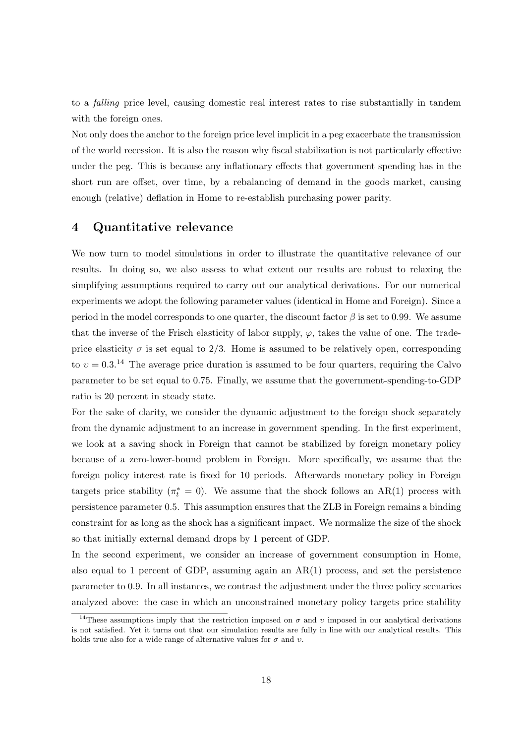to a *falling* price level, causing domestic real interest rates to rise substantially in tandem with the foreign ones.

Not only does the anchor to the foreign price level implicit in a peg exacerbate the transmission of the world recession. It is also the reason why fiscal stabilization is not particularly effective under the peg. This is because any inflationary effects that government spending has in the short run are offset, over time, by a rebalancing of demand in the goods market, causing enough (relative) deflation in Home to re-establish purchasing power parity.

# 4 Quantitative relevance

We now turn to model simulations in order to illustrate the quantitative relevance of our results. In doing so, we also assess to what extent our results are robust to relaxing the simplifying assumptions required to carry out our analytical derivations. For our numerical experiments we adopt the following parameter values (identical in Home and Foreign). Since a period in the model corresponds to one quarter, the discount factor $\beta$ is set to 0.99. We assume that the inverse of the Frisch elasticity of labor supply, $\varphi$, takes the value of one. The trade-price elasticity $\sigma$ is set equal to $2/3$. Home is assumed to be relatively open, corresponding to $\upsilon = 0.3$.[14] The average price duration is assumed to be four quarters, requiring the Calvo parameter to be set equal to 0.75. Finally, we assume that the government-spending-to-GDP ratio is 20 percent in steady state.

For the sake of clarity, we consider the dynamic adjustment to the foreign shock separately from the dynamic adjustment to an increase in government spending. In the first experiment, we look at a saving shock in Foreign that cannot be stabilized by foreign monetary policy because of a zero-lower-bound problem in Foreign. More specifically, we assume that the foreign policy interest rate is fixed for 10 periods. Afterwards monetary policy in Foreign targets price stability ($\pi_t^* = 0$). We assume that the shock follows an AR(1) process with persistence parameter 0.5. This assumption ensures that the ZLB in Foreign remains a binding constraint for as long as the shock has a significant impact. We normalize the size of the shock so that initially external demand drops by 1 percent of GDP.

In the second experiment, we consider an increase of government consumption in Home, also equal to 1 percent of GDP, assuming again an AR(1) process, and set the persistence parameter to 0.9. In all instances, we contrast the adjustment under the three policy scenarios analyzed above: the case in which an unconstrained monetary policy targets price stability

[14] These assumptions imply that the restriction imposed on $\sigma$ and $\upsilon$ imposed in our analytical derivations is not satisfied. Yet it turns out that our simulation results are fully in line with our analytical results. This holds true also for a wide range of alternative values for $\sigma$ and $\upsilon$.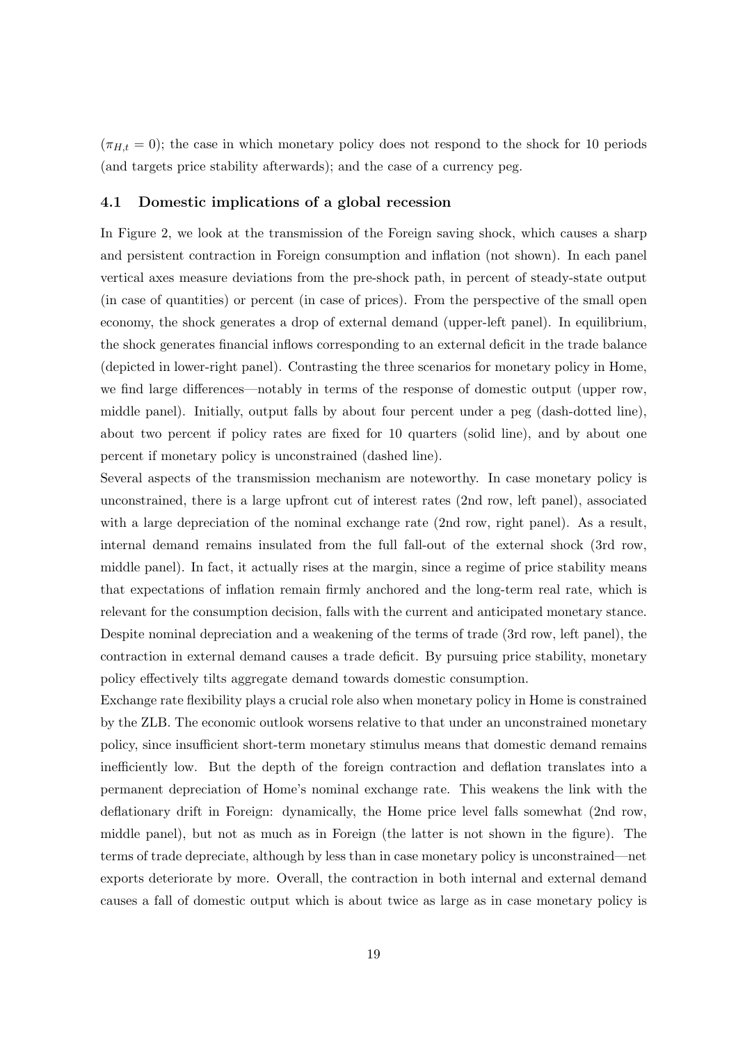($\pi_{H,t} = 0$); the case in which monetary policy does not respond to the shock for 10 periods (and targets price stability afterwards); and the case of a currency peg.

### 4.1 Domestic implications of a global recession

In Figure 2, we look at the transmission of the Foreign saving shock, which causes a sharp and persistent contraction in Foreign consumption and inflation (not shown). In each panel vertical axes measure deviations from the pre-shock path, in percent of steady-state output (in case of quantities) or percent (in case of prices). From the perspective of the small open economy, the shock generates a drop of external demand (upper-left panel). In equilibrium, the shock generates financial inflows corresponding to an external deficit in the trade balance (depicted in lower-right panel). Contrasting the three scenarios for monetary policy in Home, we find large differences—notably in terms of the response of domestic output (upper row, middle panel). Initially, output falls by about four percent under a peg (dash-dotted line), about two percent if policy rates are fixed for 10 quarters (solid line), and by about one percent if monetary policy is unconstrained (dashed line).

Several aspects of the transmission mechanism are noteworthy. In case monetary policy is unconstrained, there is a large upfront cut of interest rates (2nd row, left panel), associated with a large depreciation of the nominal exchange rate (2nd row, right panel). As a result, internal demand remains insulated from the full fall-out of the external shock (3rd row, middle panel). In fact, it actually rises at the margin, since a regime of price stability means that expectations of inflation remain firmly anchored and the long-term real rate, which is relevant for the consumption decision, falls with the current and anticipated monetary stance. Despite nominal depreciation and a weakening of the terms of trade (3rd row, left panel), the contraction in external demand causes a trade deficit. By pursuing price stability, monetary policy effectively tilts aggregate demand towards domestic consumption.

Exchange rate flexibility plays a crucial role also when monetary policy in Home is constrained by the ZLB. The economic outlook worsens relative to that under an unconstrained monetary policy, since insufficient short-term monetary stimulus means that domestic demand remains inefficiently low. But the depth of the foreign contraction and deflation translates into a permanent depreciation of Home's nominal exchange rate. This weakens the link with the deflationary drift in Foreign: dynamically, the Home price level falls somewhat (2nd row, middle panel), but not as much as in Foreign (the latter is not shown in the figure). The terms of trade depreciate, although by less than in case monetary policy is unconstrained—net exports deteriorate by more. Overall, the contraction in both internal and external demand causes a fall of domestic output which is about twice as large as in case monetary policy is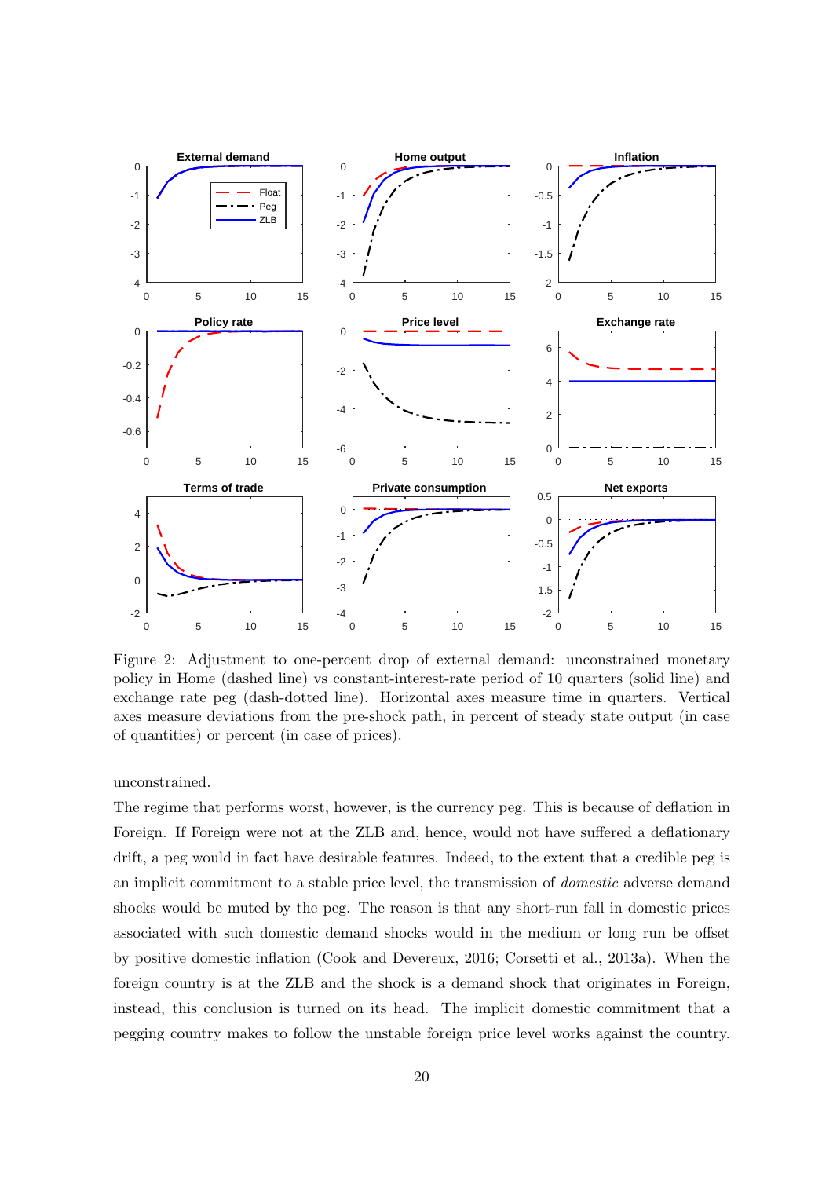Figure 2: Adjustment to one-percent drop of external demand: unconstrained monetary policy in Home (dashed line) vs constant-interest-rate period of 10 quarters (solid line) and exchange rate peg (dash-dotted line). Horizontal axes measure time in quarters. Vertical axes measure deviations from the pre-shock path, in percent of steady state output (in case of quantities) or percent (in case of prices).

unconstrained.

The regime that performs worst, however, is the currency peg. This is because of deflation in Foreign. If Foreign were not at the ZLB and, hence, would not have suffered a deflationary drift, a peg would in fact have desirable features. Indeed, to the extent that a credible peg is an implicit commitment to a stable price level, the transmission of *domestic* adverse demand shocks would be muted by the peg. The reason is that any short-run fall in domestic prices associated with such domestic demand shocks would in the medium or long run be offset by positive domestic inflation (Cook and Devereux, 2016; Corsetti et al., 2013a). When the foreign country is at the ZLB and the shock is a demand shock that originates in Foreign, instead, this conclusion is turned on its head. The implicit domestic commitment that a pegging country makes to follow the unstable foreign price level works against the country.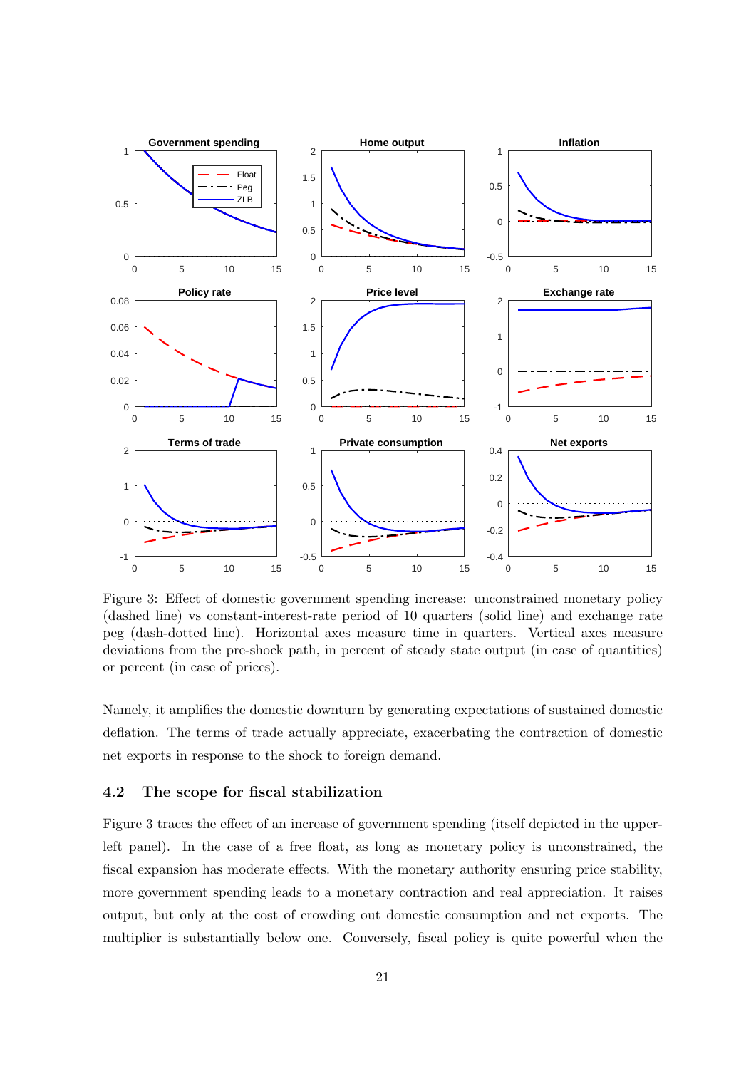Figure 3: Effect of domestic government spending increase: unconstrained monetary policy (dashed line) vs constant-interest-rate period of 10 quarters (solid line) and exchange rate peg (dash-dotted line). Horizontal axes measure time in quarters. Vertical axes measure deviations from the pre-shock path, in percent of steady state output (in case of quantities) or percent (in case of prices).

Namely, it amplifies the domestic downturn by generating expectations of sustained domestic deflation. The terms of trade actually appreciate, exacerbating the contraction of domestic net exports in response to the shock to foreign demand.

### 4.2 The scope for fiscal stabilization

Figure 3 traces the effect of an increase of government spending (itself depicted in the upper-left panel). In the case of a free float, as long as monetary policy is unconstrained, the fiscal expansion has moderate effects. With the monetary authority ensuring price stability, more government spending leads to a monetary contraction and real appreciation. It raises output, but only at the cost of crowding out domestic consumption and net exports. The multiplier is substantially below one. Conversely, fiscal policy is quite powerful when the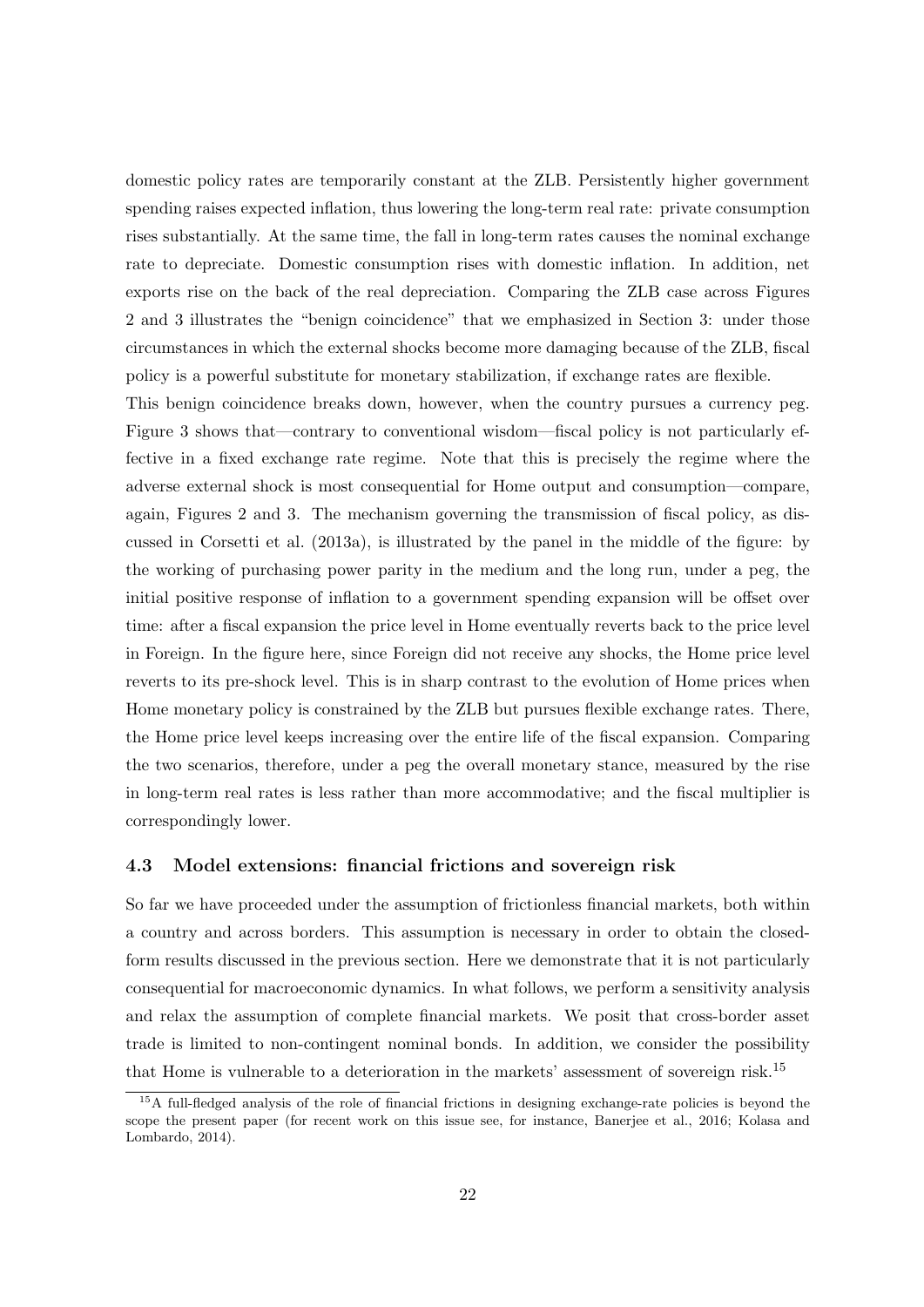domestic policy rates are temporarily constant at the ZLB. Persistently higher government spending raises expected inflation, thus lowering the long-term real rate: private consumption rises substantially. At the same time, the fall in long-term rates causes the nominal exchange rate to depreciate. Domestic consumption rises with domestic inflation. In addition, net exports rise on the back of the real depreciation. Comparing the ZLB case across Figures 2 and 3 illustrates the "benign coincidence" that we emphasized in Section 3: under those circumstances in which the external shocks become more damaging because of the ZLB, fiscal policy is a powerful substitute for monetary stabilization, if exchange rates are flexible.

This benign coincidence breaks down, however, when the country pursues a currency peg. Figure 3 shows that—contrary to conventional wisdom—fiscal policy is not particularly effective in a fixed exchange rate regime. Note that this is precisely the regime where the adverse external shock is most consequential for Home output and consumption—compare, again, Figures 2 and 3. The mechanism governing the transmission of fiscal policy, as discussed in Corsetti et al. (2013a), is illustrated by the panel in the middle of the figure: by the working of purchasing power parity in the medium and the long run, under a peg, the initial positive response of inflation to a government spending expansion will be offset over time: after a fiscal expansion the price level in Home eventually reverts back to the price level in Foreign. In the figure here, since Foreign did not receive any shocks, the Home price level reverts to its pre-shock level. This is in sharp contrast to the evolution of Home prices when Home monetary policy is constrained by the ZLB but pursues flexible exchange rates. There, the Home price level keeps increasing over the entire life of the fiscal expansion. Comparing the two scenarios, therefore, under a peg the overall monetary stance, measured by the rise in long-term real rates is less rather than more accommodative; and the fiscal multiplier is correspondingly lower.

### 4.3 Model extensions: financial frictions and sovereign risk

So far we have proceeded under the assumption of frictionless financial markets, both within a country and across borders. This assumption is necessary in order to obtain the closed-form results discussed in the previous section. Here we demonstrate that it is not particularly consequential for macroeconomic dynamics. In what follows, we perform a sensitivity analysis and relax the assumption of complete financial markets. We posit that cross-border asset trade is limited to non-contingent nominal bonds. In addition, we consider the possibility that Home is vulnerable to a deterioration in the markets' assessment of sovereign risk.[15]

[15] A full-fledged analysis of the role of financial frictions in designing exchange-rate policies is beyond the scope the present paper (for recent work on this issue see, for instance, Banerjee et al., 2016; Kolasa and Lombardo, 2014).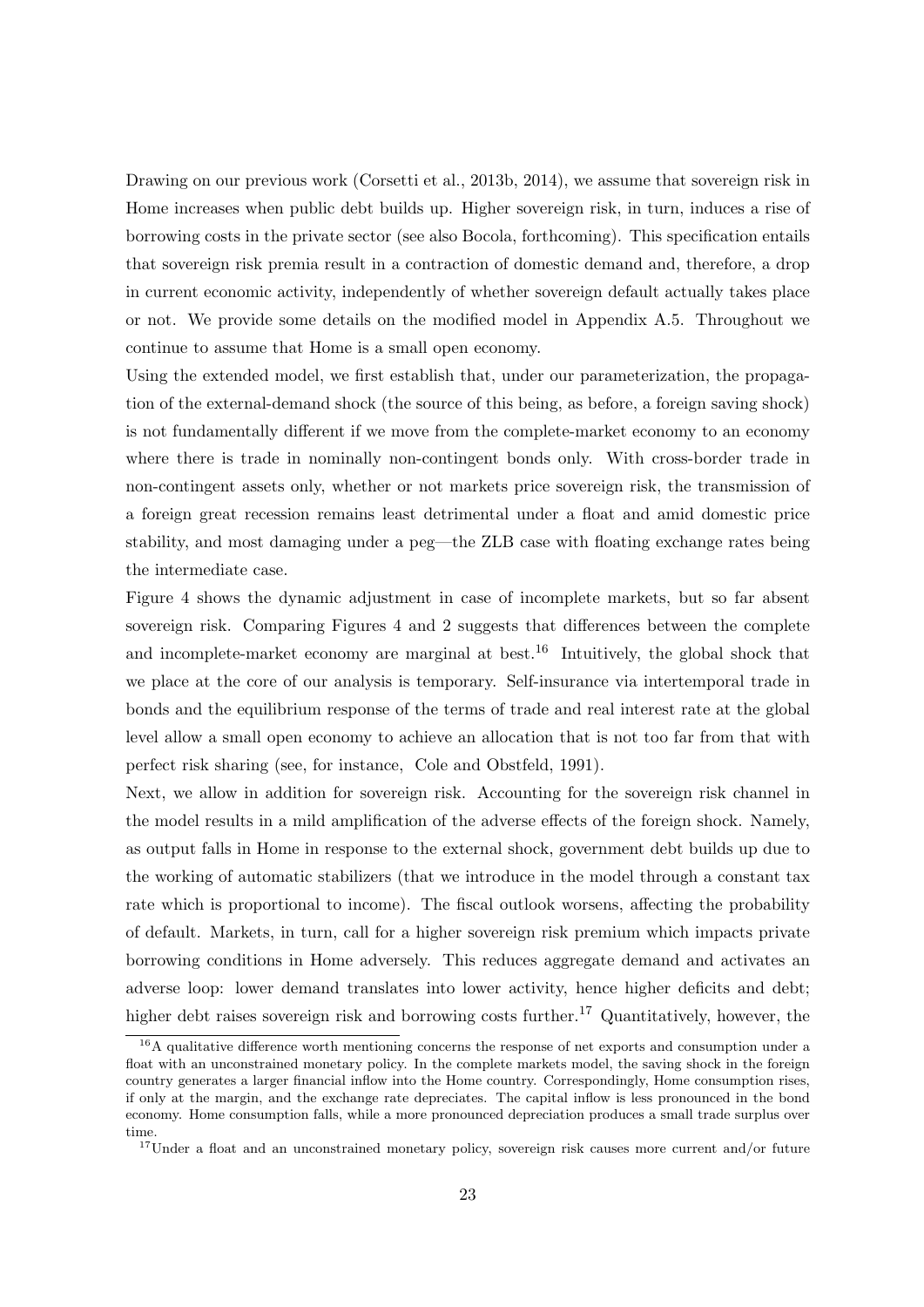Drawing on our previous work (Corsetti et al., 2013b, 2014), we assume that sovereign risk in Home increases when public debt builds up. Higher sovereign risk, in turn, induces a rise of borrowing costs in the private sector (see also Bocola, forthcoming). This specification entails that sovereign risk premia result in a contraction of domestic demand and, therefore, a drop in current economic activity, independently of whether sovereign default actually takes place or not. We provide some details on the modified model in Appendix A.5. Throughout we continue to assume that Home is a small open economy.

Using the extended model, we first establish that, under our parameterization, the propagation of the external-demand shock (the source of this being, as before, a foreign saving shock) is not fundamentally different if we move from the complete-market economy to an economy where there is trade in nominally non-contingent bonds only. With cross-border trade in non-contingent assets only, whether or not markets price sovereign risk, the transmission of a foreign great recession remains least detrimental under a float and amid domestic price stability, and most damaging under a peg—the ZLB case with floating exchange rates being the intermediate case.

Figure 4 shows the dynamic adjustment in case of incomplete markets, but so far absent sovereign risk. Comparing Figures 4 and 2 suggests that differences between the complete and incomplete-market economy are marginal at best.[16] Intuitively, the global shock that we place at the core of our analysis is temporary. Self-insurance via intertemporal trade in bonds and the equilibrium response of the terms of trade and real interest rate at the global level allow a small open economy to achieve an allocation that is not too far from that with perfect risk sharing (see, for instance, Cole and Obstfeld, 1991).

Next, we allow in addition for sovereign risk. Accounting for the sovereign risk channel in the model results in a mild amplification of the adverse effects of the foreign shock. Namely, as output falls in Home in response to the external shock, government debt builds up due to the working of automatic stabilizers (that we introduce in the model through a constant tax rate which is proportional to income). The fiscal outlook worsens, affecting the probability of default. Markets, in turn, call for a higher sovereign risk premium which impacts private borrowing conditions in Home adversely. This reduces aggregate demand and activates an adverse loop: lower demand translates into lower activity, hence higher deficits and debt; higher debt raises sovereign risk and borrowing costs further.[17] Quantitatively, however, the

[16] A qualitative difference worth mentioning concerns the response of net exports and consumption under a float with an unconstrained monetary policy. In the complete markets model, the saving shock in the foreign country generates a larger financial inflow into the Home country. Correspondingly, Home consumption rises, if only at the margin, and the exchange rate depreciates. The capital inflow is less pronounced in the bond economy. Home consumption falls, while a more pronounced depreciation produces a small trade surplus over time.

[17] Under a float and an unconstrained monetary policy, sovereign risk causes more current and/or future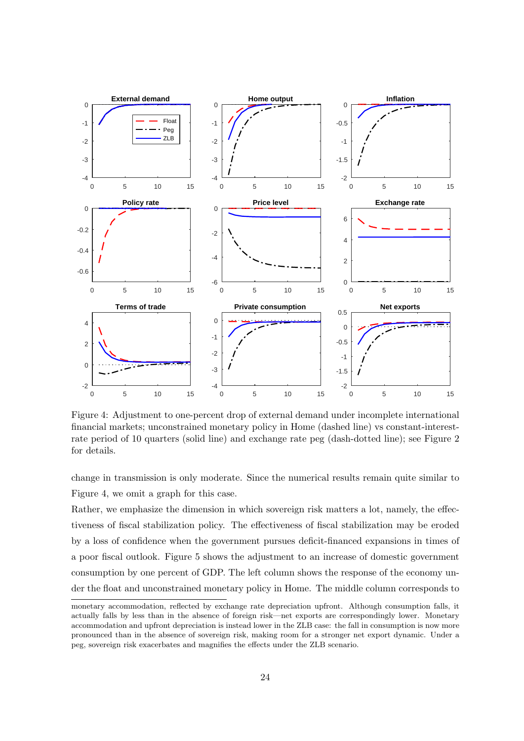Figure 4: Adjustment to one-percent drop of external demand under incomplete international financial markets; unconstrained monetary policy in Home (dashed line) vs constant-interest-rate period of 10 quarters (solid line) and exchange rate peg (dash-dotted line); see Figure 2 for details.

change in transmission is only moderate. Since the numerical results remain quite similar to Figure 4, we omit a graph for this case.

Rather, we emphasize the dimension in which sovereign risk matters a lot, namely, the effectiveness of fiscal stabilization policy. The effectiveness of fiscal stabilization may be eroded by a loss of confidence when the government pursues deficit-financed expansions in times of a poor fiscal outlook. Figure 5 shows the adjustment to an increase of domestic government consumption by one percent of GDP. The left column shows the response of the economy under the float and unconstrained monetary policy in Home. The middle column corresponds to

---

monetary accommodation, reflected by exchange rate depreciation upfront. Although consumption falls, it actually falls by less than in the absence of foreign risk—net exports are correspondingly lower. Monetary accommodation and upfront depreciation is instead lower in the ZLB case: the fall in consumption is now more pronounced than in the absence of sovereign risk, making room for a stronger net export dynamic. Under a peg, sovereign risk exacerbates and magnifies the effects under the ZLB scenario.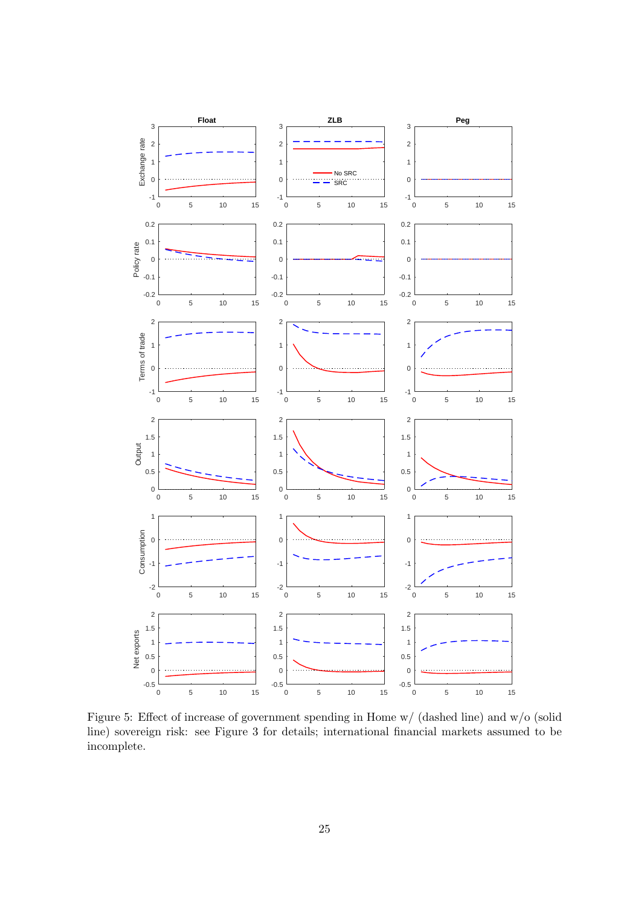Figure 5: Effect of increase of government spending in Home w/ (dashed line) and w/o (solid line) sovereign risk: see Figure 3 for details; international financial markets assumed to be incomplete.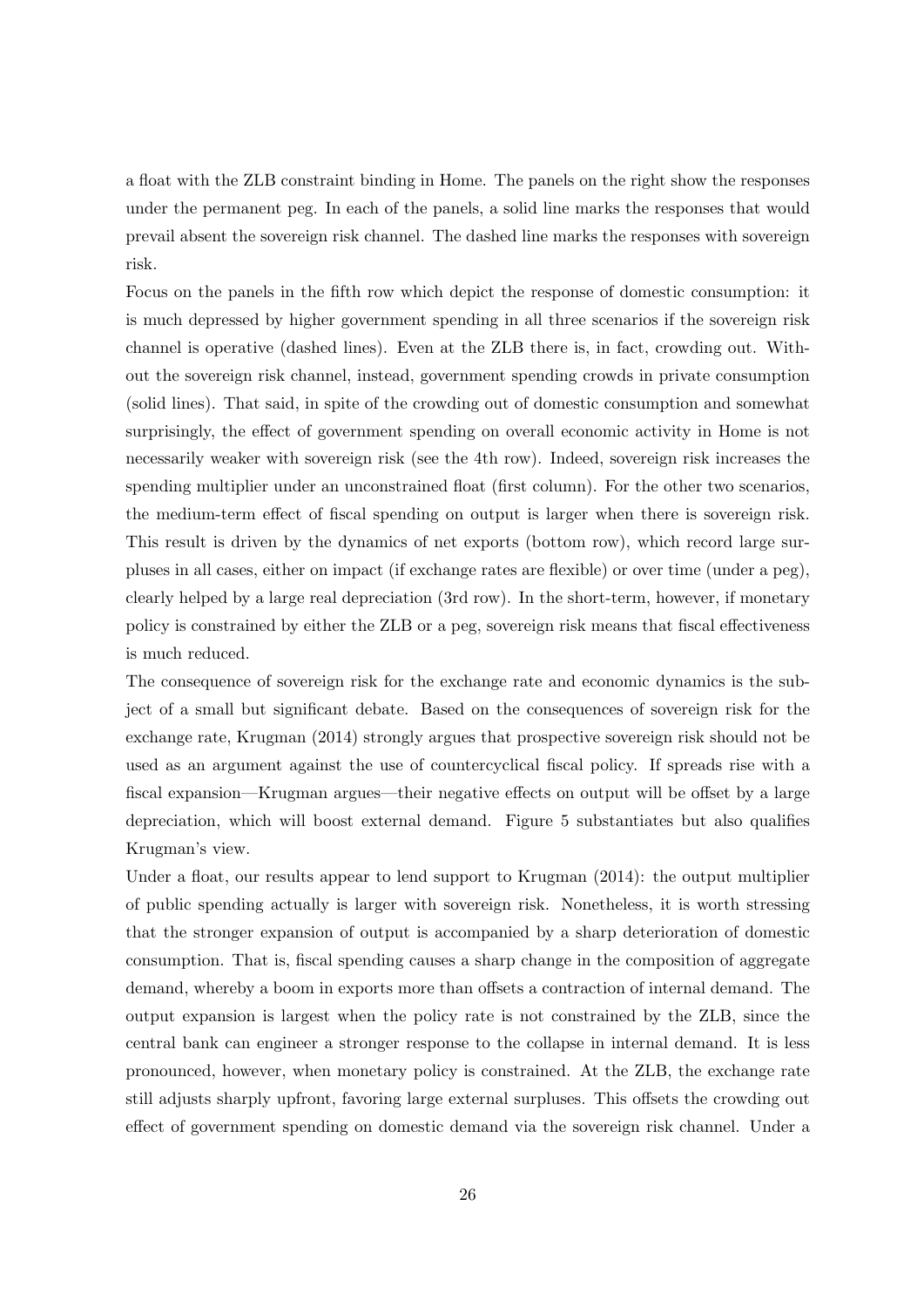a float with the ZLB constraint binding in Home. The panels on the right show the responses under the permanent peg. In each of the panels, a solid line marks the responses that would prevail absent the sovereign risk channel. The dashed line marks the responses with sovereign risk.

Focus on the panels in the fifth row which depict the response of domestic consumption: it is much depressed by higher government spending in all three scenarios if the sovereign risk channel is operative (dashed lines). Even at the ZLB there is, in fact, crowding out. Without the sovereign risk channel, instead, government spending crowds in private consumption (solid lines). That said, in spite of the crowding out of domestic consumption and somewhat surprisingly, the effect of government spending on overall economic activity in Home is not necessarily weaker with sovereign risk (see the 4th row). Indeed, sovereign risk increases the spending multiplier under an unconstrained float (first column). For the other two scenarios, the medium-term effect of fiscal spending on output is larger when there is sovereign risk. This result is driven by the dynamics of net exports (bottom row), which record large surpluses in all cases, either on impact (if exchange rates are flexible) or over time (under a peg), clearly helped by a large real depreciation (3rd row). In the short-term, however, if monetary policy is constrained by either the ZLB or a peg, sovereign risk means that fiscal effectiveness is much reduced.

The consequence of sovereign risk for the exchange rate and economic dynamics is the subject of a small but significant debate. Based on the consequences of sovereign risk for the exchange rate, Krugman (2014) strongly argues that prospective sovereign risk should not be used as an argument against the use of countercyclical fiscal policy. If spreads rise with a fiscal expansion—Krugman argues—their negative effects on output will be offset by a large depreciation, which will boost external demand. Figure 5 substantiates but also qualifies Krugman's view.

Under a float, our results appear to lend support to Krugman (2014): the output multiplier of public spending actually is larger with sovereign risk. Nonetheless, it is worth stressing that the stronger expansion of output is accompanied by a sharp deterioration of domestic consumption. That is, fiscal spending causes a sharp change in the composition of aggregate demand, whereby a boom in exports more than offsets a contraction of internal demand. The output expansion is largest when the policy rate is not constrained by the ZLB, since the central bank can engineer a stronger response to the collapse in internal demand. It is less pronounced, however, when monetary policy is constrained. At the ZLB, the exchange rate still adjusts sharply upfront, favoring large external surpluses. This offsets the crowding out effect of government spending on domestic demand via the sovereign risk channel. Under a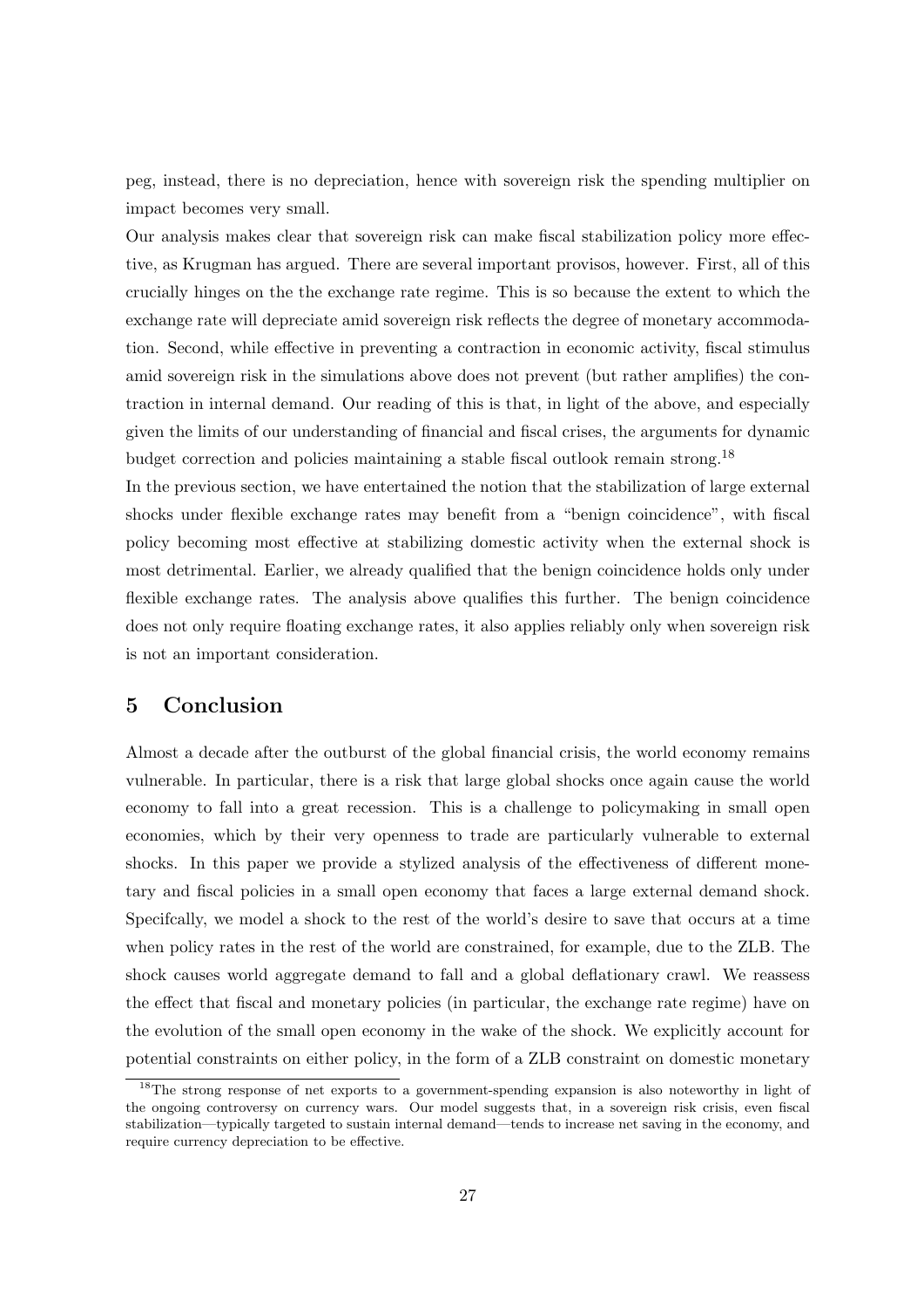peg, instead, there is no depreciation, hence with sovereign risk the spending multiplier on impact becomes very small.

Our analysis makes clear that sovereign risk can make fiscal stabilization policy more effective, as Krugman has argued. There are several important provisos, however. First, all of this crucially hinges on the the exchange rate regime. This is so because the extent to which the exchange rate will depreciate amid sovereign risk reflects the degree of monetary accommodation. Second, while effective in preventing a contraction in economic activity, fiscal stimulus amid sovereign risk in the simulations above does not prevent (but rather amplifies) the contraction in internal demand. Our reading of this is that, in light of the above, and especially given the limits of our understanding of financial and fiscal crises, the arguments for dynamic budget correction and policies maintaining a stable fiscal outlook remain strong.[18]

In the previous section, we have entertained the notion that the stabilization of large external shocks under flexible exchange rates may benefit from a "benign coincidence", with fiscal policy becoming most effective at stabilizing domestic activity when the external shock is most detrimental. Earlier, we already qualified that the benign coincidence holds only under flexible exchange rates. The analysis above qualifies this further. The benign coincidence does not only require floating exchange rates, it also applies reliably only when sovereign risk is not an important consideration.

## 5 Conclusion

Almost a decade after the outburst of the global financial crisis, the world economy remains vulnerable. In particular, there is a risk that large global shocks once again cause the world economy to fall into a great recession. This is a challenge to policymaking in small open economies, which by their very openness to trade are particularly vulnerable to external shocks. In this paper we provide a stylized analysis of the effectiveness of different monetary and fiscal policies in a small open economy that faces a large external demand shock. Specifcally, we model a shock to the rest of the world's desire to save that occurs at a time when policy rates in the rest of the world are constrained, for example, due to the ZLB. The shock causes world aggregate demand to fall and a global deflationary crawl. We reassess the effect that fiscal and monetary policies (in particular, the exchange rate regime) have on the evolution of the small open economy in the wake of the shock. We explicitly account for potential constraints on either policy, in the form of a ZLB constraint on domestic monetary

[18]The strong response of net exports to a government-spending expansion is also noteworthy in light of the ongoing controversy on currency wars. Our model suggests that, in a sovereign risk crisis, even fiscal stabilization—typically targeted to sustain internal demand—tends to increase net saving in the economy, and require currency depreciation to be effective.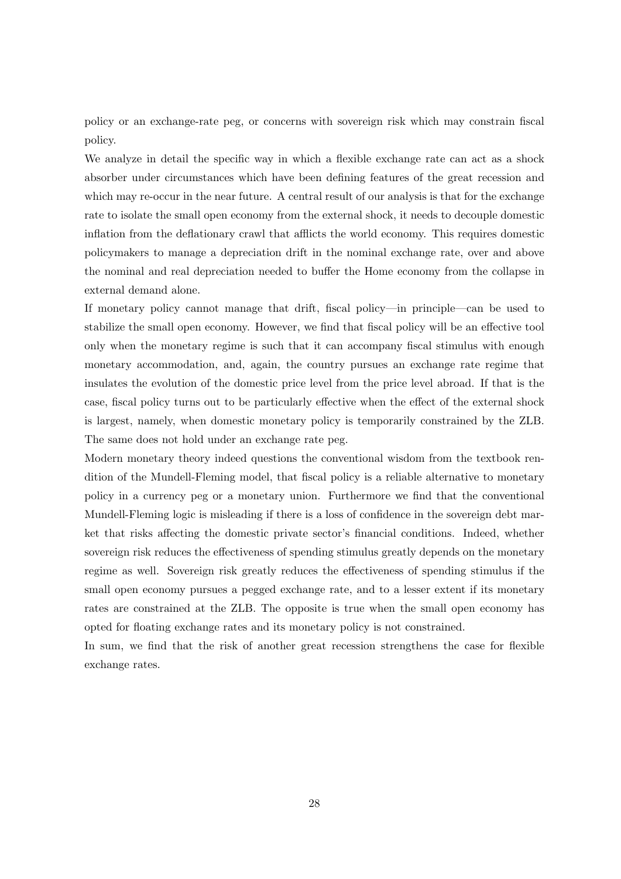policy or an exchange-rate peg, or concerns with sovereign risk which may constrain fiscal policy.

We analyze in detail the specific way in which a flexible exchange rate can act as a shock absorber under circumstances which have been defining features of the great recession and which may re-occur in the near future. A central result of our analysis is that for the exchange rate to isolate the small open economy from the external shock, it needs to decouple domestic inflation from the deflationary crawl that afflicts the world economy. This requires domestic policymakers to manage a depreciation drift in the nominal exchange rate, over and above the nominal and real depreciation needed to buffer the Home economy from the collapse in external demand alone.

If monetary policy cannot manage that drift, fiscal policy—in principle—can be used to stabilize the small open economy. However, we find that fiscal policy will be an effective tool only when the monetary regime is such that it can accompany fiscal stimulus with enough monetary accommodation, and, again, the country pursues an exchange rate regime that insulates the evolution of the domestic price level from the price level abroad. If that is the case, fiscal policy turns out to be particularly effective when the effect of the external shock is largest, namely, when domestic monetary policy is temporarily constrained by the ZLB. The same does not hold under an exchange rate peg.

Modern monetary theory indeed questions the conventional wisdom from the textbook rendition of the Mundell-Fleming model, that fiscal policy is a reliable alternative to monetary policy in a currency peg or a monetary union. Furthermore we find that the conventional Mundell-Fleming logic is misleading if there is a loss of confidence in the sovereign debt market that risks affecting the domestic private sector's financial conditions. Indeed, whether sovereign risk reduces the effectiveness of spending stimulus greatly depends on the monetary regime as well. Sovereign risk greatly reduces the effectiveness of spending stimulus if the small open economy pursues a pegged exchange rate, and to a lesser extent if its monetary rates are constrained at the ZLB. The opposite is true when the small open economy has opted for floating exchange rates and its monetary policy is not constrained.

In sum, we find that the risk of another great recession strengthens the case for flexible exchange rates.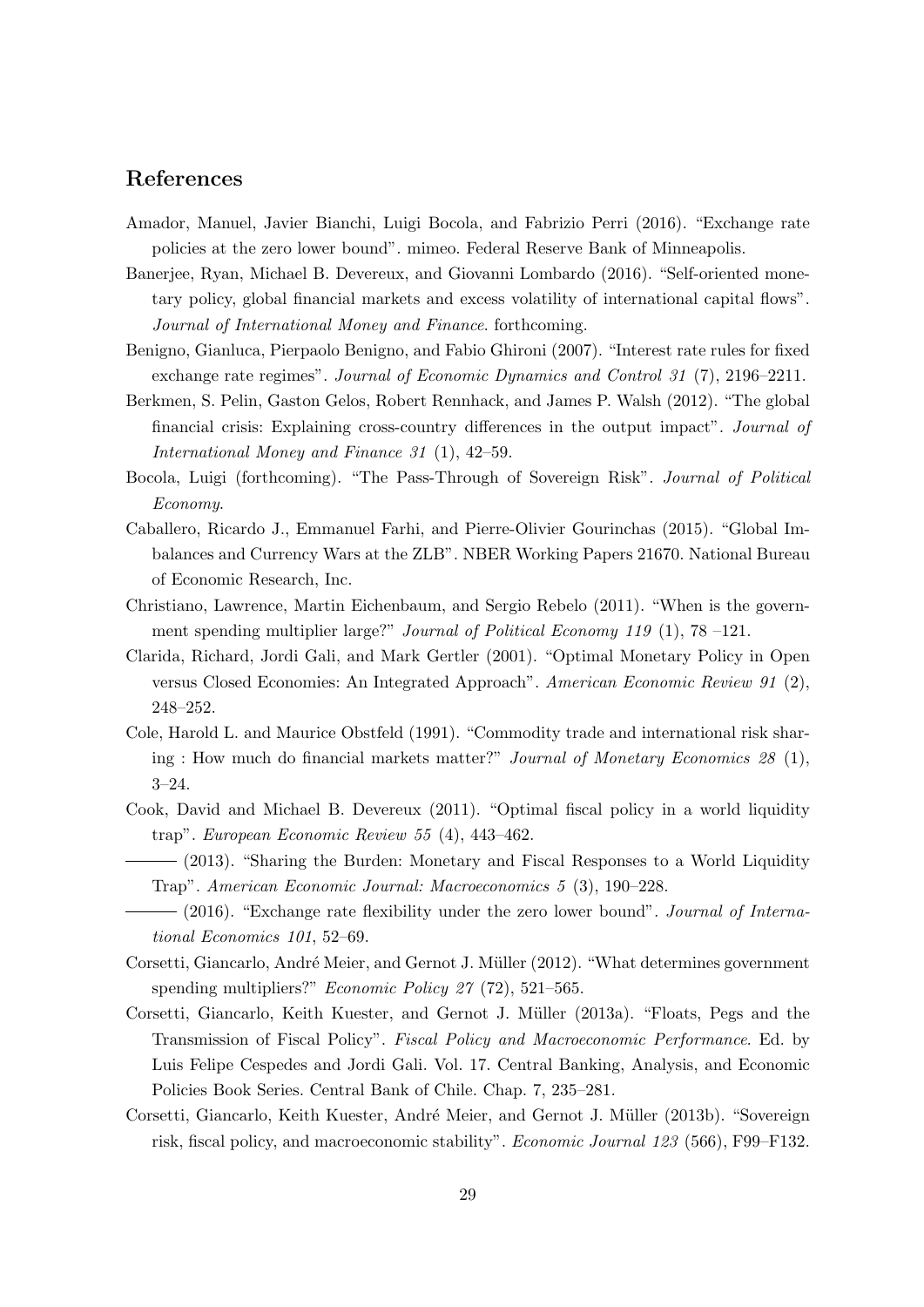## References

Amador, Manuel, Javier Bianchi, Luigi Bocola, and Fabrizio Perri (2016). "Exchange rate policies at the zero lower bound". mimeo. Federal Reserve Bank of Minneapolis.

Banerjee, Ryan, Michael B. Devereux, and Giovanni Lombardo (2016). "Self-oriented monetary policy, global financial markets and excess volatility of international capital flows". *Journal of International Money and Finance*. forthcoming.

Benigno, Gianluca, Pierpaolo Benigno, and Fabio Ghironi (2007). "Interest rate rules for fixed exchange rate regimes". *Journal of Economic Dynamics and Control 31* (7), 2196–2211.

Berkmen, S. Pelin, Gaston Gelos, Robert Rennhack, and James P. Walsh (2012). "The global financial crisis: Explaining cross-country differences in the output impact". *Journal of International Money and Finance 31* (1), 42–59.

Bocola, Luigi (forthcoming). "The Pass-Through of Sovereign Risk". *Journal of Political Economy*.

Caballero, Ricardo J., Emmanuel Farhi, and Pierre-Olivier Gourinchas (2015). "Global Imbalances and Currency Wars at the ZLB". NBER Working Papers 21670. National Bureau of Economic Research, Inc.

Christiano, Lawrence, Martin Eichenbaum, and Sergio Rebelo (2011). "When is the government spending multiplier large?" *Journal of Political Economy 119* (1), 78 –121.

Clarida, Richard, Jordi Gali, and Mark Gertler (2001). "Optimal Monetary Policy in Open versus Closed Economies: An Integrated Approach". *American Economic Review 91* (2), 248–252.

Cole, Harold L. and Maurice Obstfeld (1991). "Commodity trade and international risk sharing : How much do financial markets matter?" *Journal of Monetary Economics 28* (1), 3–24.

Cook, David and Michael B. Devereux (2011). "Optimal fiscal policy in a world liquidity trap". *European Economic Review 55* (4), 443–462.

——— (2013). "Sharing the Burden: Monetary and Fiscal Responses to a World Liquidity Trap". *American Economic Journal: Macroeconomics 5* (3), 190–228.

——— (2016). "Exchange rate flexibility under the zero lower bound". *Journal of International Economics 101*, 52–69.

Corsetti, Giancarlo, André Meier, and Gernot J. Müller (2012). "What determines government spending multipliers?" *Economic Policy 27* (72), 521–565.

Corsetti, Giancarlo, Keith Kuester, and Gernot J. Müller (2013a). "Floats, Pegs and the Transmission of Fiscal Policy". *Fiscal Policy and Macroeconomic Performance*. Ed. by Luis Felipe Cespedes and Jordi Gali. Vol. 17. Central Banking, Analysis, and Economic Policies Book Series. Central Bank of Chile. Chap. 7, 235–281.

Corsetti, Giancarlo, Keith Kuester, André Meier, and Gernot J. Müller (2013b). "Sovereign risk, fiscal policy, and macroeconomic stability". *Economic Journal 123* (566), F99–F132.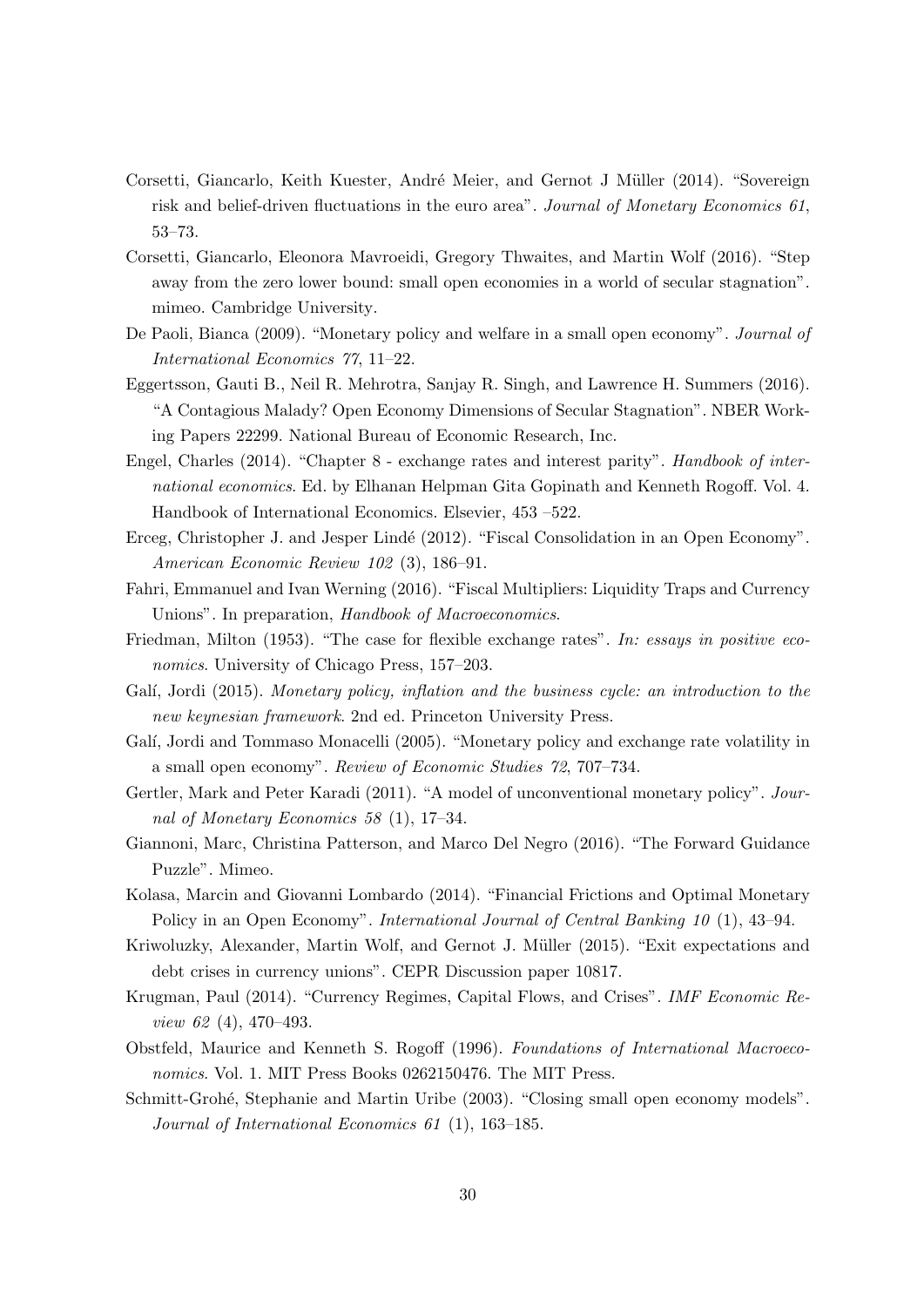Corsetti, Giancarlo, Keith Kuester, André Meier, and Gernot J Müller (2014). "Sovereign risk and belief-driven fluctuations in the euro area". *Journal of Monetary Economics 61*, 53–73.

Corsetti, Giancarlo, Eleonora Mavroeidi, Gregory Thwaites, and Martin Wolf (2016). "Step away from the zero lower bound: small open economies in a world of secular stagnation". mimeo. Cambridge University.

De Paoli, Bianca (2009). "Monetary policy and welfare in a small open economy". *Journal of International Economics 77*, 11–22.

Eggertsson, Gauti B., Neil R. Mehrotra, Sanjay R. Singh, and Lawrence H. Summers (2016). "A Contagious Malady? Open Economy Dimensions of Secular Stagnation". NBER Working Papers 22299. National Bureau of Economic Research, Inc.

Engel, Charles (2014). "Chapter 8 - exchange rates and interest parity". *Handbook of international economics*. Ed. by Elhanan Helpman Gita Gopinath and Kenneth Rogoff. Vol. 4. Handbook of International Economics. Elsevier, 453 –522.

Erceg, Christopher J. and Jesper Lindé (2012). "Fiscal Consolidation in an Open Economy". *American Economic Review 102* (3), 186–91.

Fahri, Emmanuel and Ivan Werning (2016). "Fiscal Multipliers: Liquidity Traps and Currency Unions". In preparation, *Handbook of Macroeconomics*.

Friedman, Milton (1953). "The case for flexible exchange rates". *In: essays in positive economics*. University of Chicago Press, 157–203.

Galí, Jordi (2015). *Monetary policy, inflation and the business cycle: an introduction to the new keynesian framework*. 2nd ed. Princeton University Press.

Galí, Jordi and Tommaso Monacelli (2005). "Monetary policy and exchange rate volatility in a small open economy". *Review of Economic Studies 72*, 707–734.

Gertler, Mark and Peter Karadi (2011). "A model of unconventional monetary policy". *Journal of Monetary Economics 58* (1), 17–34.

Giannoni, Marc, Christina Patterson, and Marco Del Negro (2016). "The Forward Guidance Puzzle". Mimeo.

Kolasa, Marcin and Giovanni Lombardo (2014). "Financial Frictions and Optimal Monetary Policy in an Open Economy". *International Journal of Central Banking 10* (1), 43–94.

Kriwoluzky, Alexander, Martin Wolf, and Gernot J. Müller (2015). "Exit expectations and debt crises in currency unions". CEPR Discussion paper 10817.

Krugman, Paul (2014). "Currency Regimes, Capital Flows, and Crises". *IMF Economic Review 62* (4), 470–493.

Obstfeld, Maurice and Kenneth S. Rogoff (1996). *Foundations of International Macroeconomics*. Vol. 1. MIT Press Books 0262150476. The MIT Press.

Schmitt-Grohé, Stephanie and Martin Uribe (2003). "Closing small open economy models". *Journal of International Economics 61* (1), 163–185.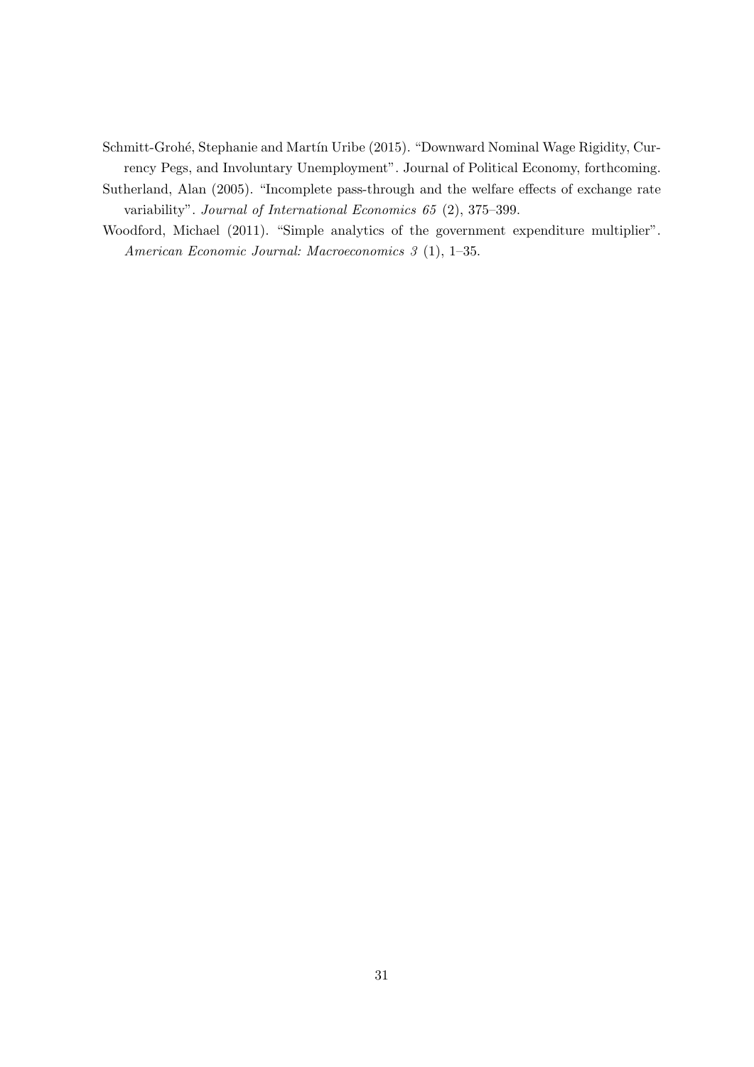Schmitt-Grohé, Stephanie and Martín Uribe (2015). "Downward Nominal Wage Rigidity, Currency Pegs, and Involuntary Unemployment". Journal of Political Economy, forthcoming.

Sutherland, Alan (2005). "Incomplete pass-through and the welfare effects of exchange rate variability". *Journal of International Economics 65* (2), 375–399.

Woodford, Michael (2011). "Simple analytics of the government expenditure multiplier". *American Economic Journal: Macroeconomics 3* (1), 1–35.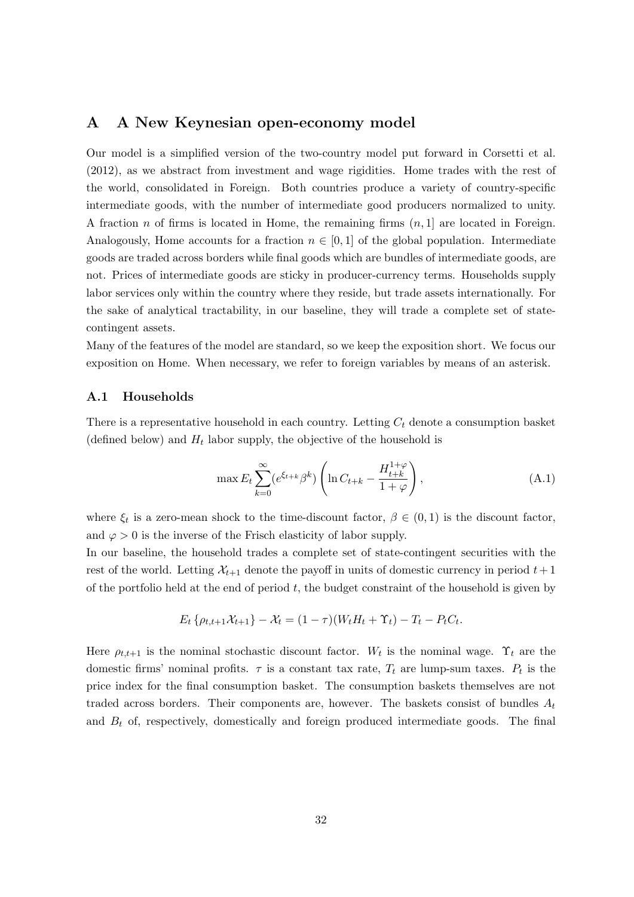# A A New Keynesian open-economy model

Our model is a simplified version of the two-country model put forward in Corsetti et al. (2012), as we abstract from investment and wage rigidities. Home trades with the rest of the world, consolidated in Foreign. Both countries produce a variety of country-specific intermediate goods, with the number of intermediate good producers normalized to unity. A fraction $n$ of firms is located in Home, the remaining firms $(n, 1]$ are located in Foreign. Analogously, Home accounts for a fraction $n \in [0, 1]$ of the global population. Intermediate goods are traded across borders while final goods which are bundles of intermediate goods, are not. Prices of intermediate goods are sticky in producer-currency terms. Households supply labor services only within the country where they reside, but trade assets internationally. For the sake of analytical tractability, in our baseline, they will trade a complete set of state-contingent assets.

Many of the features of the model are standard, so we keep the exposition short. We focus our exposition on Home. When necessary, we refer to foreign variables by means of an asterisk.

## A.1 Households

There is a representative household in each country. Letting $C_t$ denote a consumption basket (defined below) and $H_t$ labor supply, the objective of the household is

$$\max E_t \sum_{k=0}^{\infty} (e^{\xi_{t+k}} \beta^k) \left( \ln C_{t+k} - \frac{H_{t+k}^{1+\varphi}}{1+\varphi} \right), \tag{A.1}$$

where $\xi_t$ is a zero-mean shock to the time-discount factor, $\beta \in (0, 1)$ is the discount factor, and $\varphi > 0$ is the inverse of the Frisch elasticity of labor supply.

In our baseline, the household trades a complete set of state-contingent securities with the rest of the world. Letting $\mathcal{X}_{t+1}$ denote the payoff in units of domestic currency in period $t+1$ of the portfolio held at the end of period $t$, the budget constraint of the household is given by

$$E_t \left\{ \rho_{t,t+1} \mathcal{X}_{t+1} \right\} - \mathcal{X}_t = (1-\tau)(W_t H_t + \Upsilon_t) - T_t - P_t C_t.$$

Here $\rho_{t,t+1}$ is the nominal stochastic discount factor. $W_t$ is the nominal wage. $\Upsilon_t$ are the domestic firms' nominal profits. $\tau$ is a constant tax rate, $T_t$ are lump-sum taxes. $P_t$ is the price index for the final consumption basket. The consumption baskets themselves are not traded across borders. Their components are, however. The baskets consist of bundles $A_t$ and $B_t$ of, respectively, domestically and foreign produced intermediate goods. The final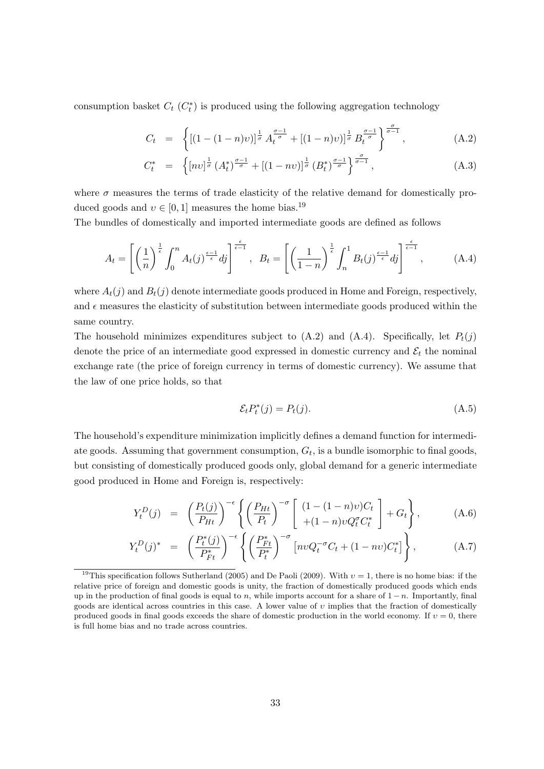consumption basket $C_t$ ($C_t^*$) is produced using the following aggregation technology

$$C_t = \left\{ [(1-(1-n)\upsilon)]^{\frac{1}{\sigma}} A_t^{\frac{\sigma-1}{\sigma}} + [(1-n)\upsilon)]^{\frac{1}{\sigma}} B_t^{\frac{\sigma-1}{\sigma}} \right\}^{\frac{\sigma}{\sigma-1}}, \tag{A.2}$$

$$C_t^* = \left\{ [n\upsilon]^{\frac{1}{\sigma}} (A_t^*)^{\frac{\sigma-1}{\sigma}} + [(1-n\upsilon)]^{\frac{1}{\sigma}} (B_t^*)^{\frac{\sigma-1}{\sigma}} \right\}^{\frac{\sigma}{\sigma-1}}, \tag{A.3}$$

where $\sigma$ measures the terms of trade elasticity of the relative demand for domestically produced goods and $\upsilon \in [0,1]$ measures the home bias.[19]

The bundles of domestically and imported intermediate goods are defined as follows

$$A_t = \left[ \left(\frac{1}{n}\right)^{\frac{1}{\epsilon}} \int_0^n A_t(j)^{\frac{\epsilon-1}{\epsilon}} dj \right]^{\frac{\epsilon}{\epsilon-1}}, \quad B_t = \left[ \left(\frac{1}{1-n}\right)^{\frac{1}{\epsilon}} \int_n^1 B_t(j)^{\frac{\epsilon-1}{\epsilon}} dj \right]^{\frac{\epsilon}{\epsilon-1}}, \tag{A.4}$$

where $A_t(j)$ and $B_t(j)$ denote intermediate goods produced in Home and Foreign, respectively, and $\epsilon$ measures the elasticity of substitution between intermediate goods produced within the same country.

The household minimizes expenditures subject to (A.2) and (A.4). Specifically, let $P_t(j)$ denote the price of an intermediate good expressed in domestic currency and $\mathcal{E}_t$ the nominal exchange rate (the price of foreign currency in terms of domestic currency). We assume that the law of one price holds, so that

$$\mathcal{E}_t P_t^*(j) = P_t(j). \tag{A.5}$$

The household's expenditure minimization implicitly defines a demand function for intermediate goods. Assuming that government consumption, $G_t$, is a bundle isomorphic to final goods, but consisting of domestically produced goods only, global demand for a generic intermediate good produced in Home and Foreign is, respectively:

$$Y_t^D(j) = \left(\frac{P_t(j)}{P_{Ht}}\right)^{-\epsilon} \left\{ \left(\frac{P_{Ht}}{P_t}\right)^{-\sigma} \left[ \begin{array}{c} (1-(1-n)\upsilon)C_t \\ +(1-n)\upsilon Q_t^{\sigma} C_t^* \end{array} \right] + G_t \right\}, \tag{A.6}$$

$$Y_t^D(j)^* = \left(\frac{P_t^*(j)}{P_{Ft}^*}\right)^{-\epsilon} \left\{ \left(\frac{P_{Ft}^*}{P_t^*}\right)^{-\sigma} \left[ n\upsilon Q_t^{-\sigma} C_t + (1-n\upsilon) C_t^* \right] \right\}, \tag{A.7}$$

[19] This specification follows Sutherland (2005) and De Paoli (2009). With $\upsilon = 1$, there is no home bias: if the relative price of foreign and domestic goods is unity, the fraction of domestically produced goods which ends up in the production of final goods is equal to $n$, while imports account for a share of $1-n$. Importantly, final goods are identical across countries in this case. A lower value of $\upsilon$ implies that the fraction of domestically produced goods in final goods exceeds the share of domestic production in the world economy. If $\upsilon = 0$, there is full home bias and no trade across countries.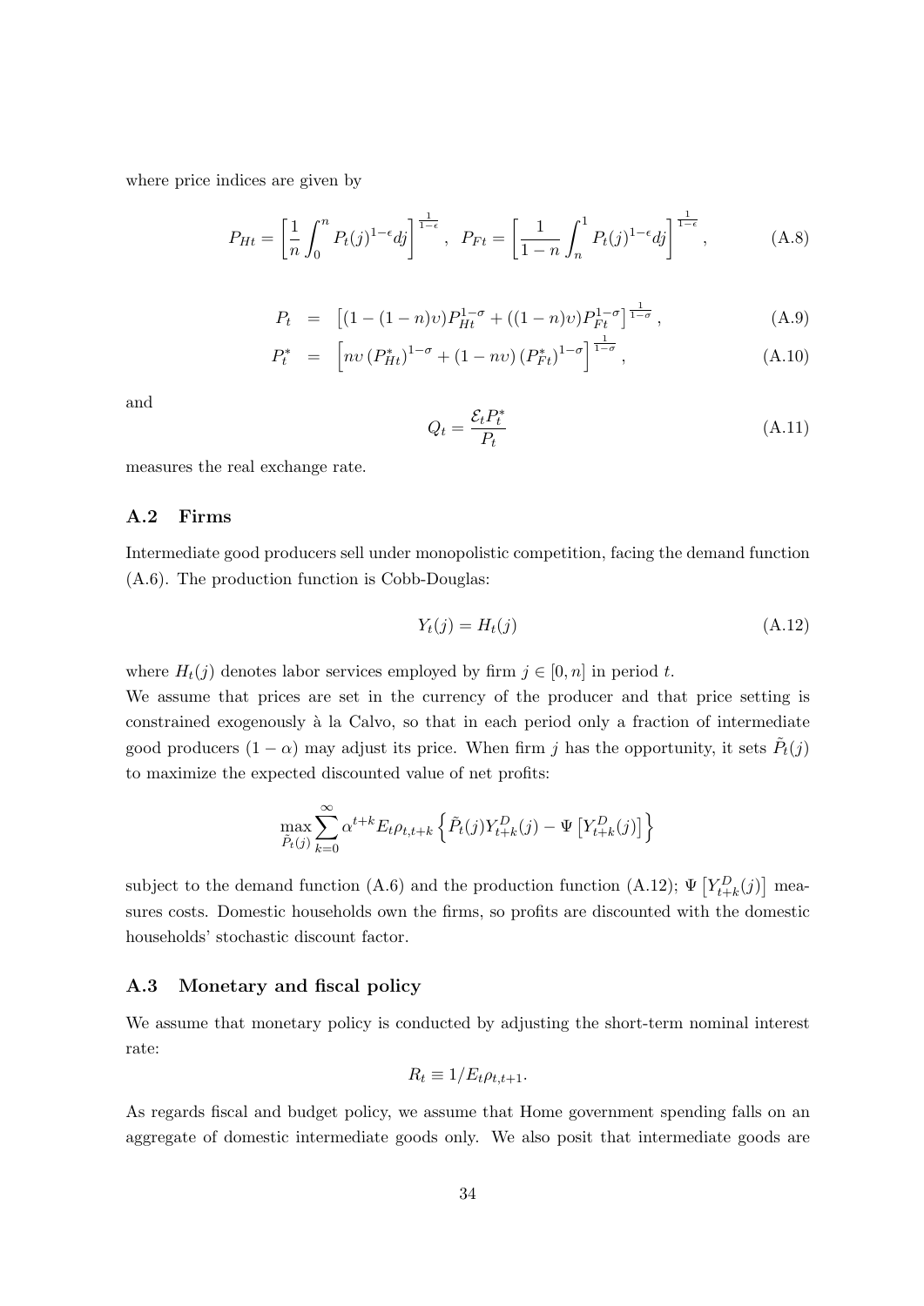where price indices are given by

$$P_{Ht} = \left[\frac{1}{n}\int_0^n P_t(j)^{1-\epsilon}dj\right]^{\frac{1}{1-\epsilon}}, \quad P_{Ft} = \left[\frac{1}{1-n}\int_n^1 P_t(j)^{1-\epsilon}dj\right]^{\frac{1}{1-\epsilon}}, \tag{A.8}$$

$$P_t = \left[(1-(1-n)\upsilon)P_{Ht}^{1-\sigma} + ((1-n)\upsilon)P_{Ft}^{1-\sigma}\right]^{\frac{1}{1-\sigma}}, \tag{A.9}$$

$$P_t^* = \left[n\upsilon\left(P_{Ht}^*\right)^{1-\sigma} + (1-n\upsilon)\left(P_{Ft}^*\right)^{1-\sigma}\right]^{\frac{1}{1-\sigma}}, \tag{A.10}$$

and

$$Q_t = \frac{\mathcal{E}_t P_t^*}{P_t} \tag{A.11}$$

measures the real exchange rate.

### A.2 Firms

Intermediate good producers sell under monopolistic competition, facing the demand function (A.6). The production function is Cobb-Douglas:

$$Y_t(j) = H_t(j) \tag{A.12}$$

where $H_t(j)$ denotes labor services employed by firm $j \in [0, n]$ in period $t$.
We assume that prices are set in the currency of the producer and that price setting is constrained exogenously à la Calvo, so that in each period only a fraction of intermediate good producers $(1-\alpha)$ may adjust its price. When firm $j$ has the opportunity, it sets $\tilde{P}_t(j)$ to maximize the expected discounted value of net profits:

$$\max_{\tilde{P}_t(j)} \sum_{k=0}^{\infty} \alpha^{t+k} E_t \rho_{t,t+k} \left\{ \tilde{P}_t(j) Y_{t+k}^D(j) - \Psi\left[Y_{t+k}^D(j)\right] \right\}$$

subject to the demand function (A.6) and the production function (A.12); $\Psi\left[Y_{t+k}^D(j)\right]$ measures costs. Domestic households own the firms, so profits are discounted with the domestic households' stochastic discount factor.

### A.3 Monetary and fiscal policy

We assume that monetary policy is conducted by adjusting the short-term nominal interest rate:

$$R_t \equiv 1/E_t \rho_{t,t+1}.$$

As regards fiscal and budget policy, we assume that Home government spending falls on an aggregate of domestic intermediate goods only. We also posit that intermediate goods are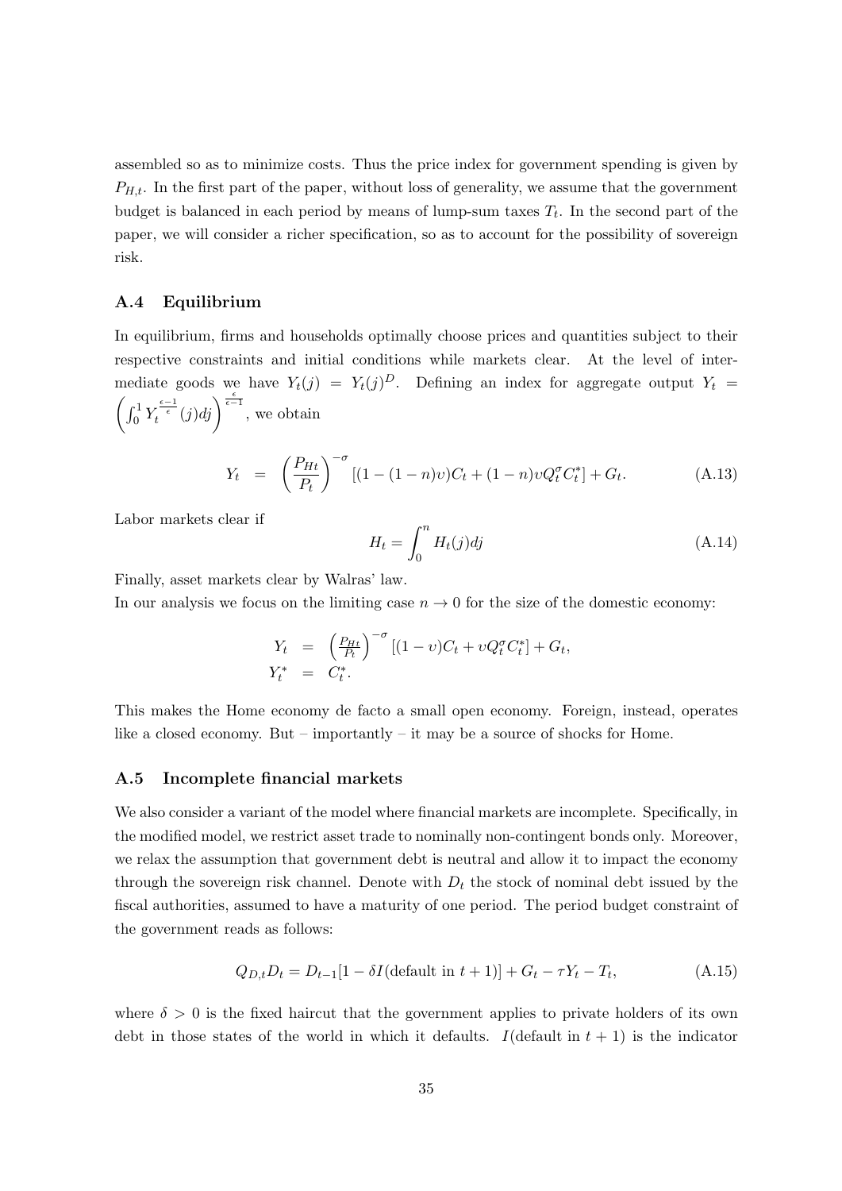assembled so as to minimize costs. Thus the price index for government spending is given by $P_{H,t}$. In the first part of the paper, without loss of generality, we assume that the government budget is balanced in each period by means of lump-sum taxes $T_t$. In the second part of the paper, we will consider a richer specification, so as to account for the possibility of sovereign risk.

### A.4 Equilibrium

In equilibrium, firms and households optimally choose prices and quantities subject to their respective constraints and initial conditions while markets clear. At the level of intermediate goods we have $Y_t(j) = Y_t(j)^D$. Defining an index for aggregate output $Y_t = \left(\int_0^1 Y_t^{\frac{\epsilon-1}{\epsilon}}(j)dj\right)^{\frac{\epsilon}{\epsilon-1}}$, we obtain

$$Y_t = \left(\frac{P_{Ht}}{P_t}\right)^{-\sigma} [(1-(1-n)\upsilon)C_t + (1-n)\upsilon Q_t^{\sigma} C_t^*] + G_t. \tag{A.13}$$

Labor markets clear if

$$H_t = \int_0^n H_t(j)dj \tag{A.14}$$

Finally, asset markets clear by Walras' law.

In our analysis we focus on the limiting case $n \to 0$ for the size of the domestic economy:

$$\begin{aligned} Y_t &= \left(\tfrac{P_{Ht}}{P_t}\right)^{-\sigma} [(1-\upsilon)C_t + \upsilon Q_t^{\sigma} C_t^*] + G_t, \\ Y_t^* &= C_t^*. \end{aligned}$$

This makes the Home economy de facto a small open economy. Foreign, instead, operates like a closed economy. But – importantly – it may be a source of shocks for Home.

### A.5 Incomplete financial markets

We also consider a variant of the model where financial markets are incomplete. Specifically, in the modified model, we restrict asset trade to nominally non-contingent bonds only. Moreover, we relax the assumption that government debt is neutral and allow it to impact the economy through the sovereign risk channel. Denote with $D_t$ the stock of nominal debt issued by the fiscal authorities, assumed to have a maturity of one period. The period budget constraint of the government reads as follows:

$$Q_{D,t}D_t = D_{t-1}[1 - \delta I(\text{default in } t+1)] + G_t - \tau Y_t - T_t, \tag{A.15}$$

where $\delta > 0$ is the fixed haircut that the government applies to private holders of its own debt in those states of the world in which it defaults. $I(\text{default in } t+1)$ is the indicator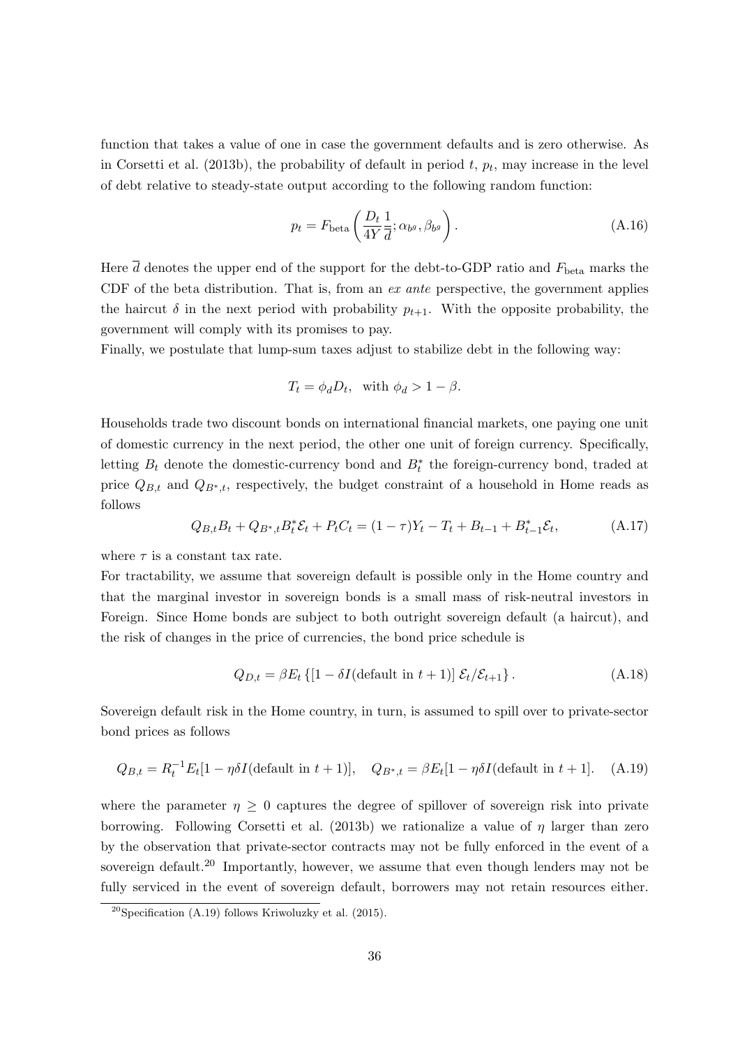function that takes a value of one in case the government defaults and is zero otherwise. As in Corsetti et al. (2013b), the probability of default in period $t$, $p_t$, may increase in the level of debt relative to steady-state output according to the following random function:

$$p_t = F_{\text{beta}}\left(\frac{D_t}{4Y}\frac{1}{\overline{d}}; \alpha_{b^g}, \beta_{b^g}\right). \tag{A.16}$$

Here $\overline{d}$ denotes the upper end of the support for the debt-to-GDP ratio and $F_{\text{beta}}$ marks the CDF of the beta distribution. That is, from an *ex ante* perspective, the government applies the haircut $\delta$ in the next period with probability $p_{t+1}$. With the opposite probability, the government will comply with its promises to pay.

Finally, we postulate that lump-sum taxes adjust to stabilize debt in the following way:

$$T_t = \phi_d D_t, \quad \text{with } \phi_d > 1 - \beta.$$

Households trade two discount bonds on international financial markets, one paying one unit of domestic currency in the next period, the other one unit of foreign currency. Specifically, letting $B_t$ denote the domestic-currency bond and $B_t^*$ the foreign-currency bond, traded at price $Q_{B,t}$ and $Q_{B^*,t}$, respectively, the budget constraint of a household in Home reads as follows

$$Q_{B,t}B_t + Q_{B^*,t}B_t^*\mathcal{E}_t + P_tC_t = (1-\tau)Y_t - T_t + B_{t-1} + B_{t-1}^*\mathcal{E}_t, \tag{A.17}$$

where $\tau$ is a constant tax rate.

For tractability, we assume that sovereign default is possible only in the Home country and that the marginal investor in sovereign bonds is a small mass of risk-neutral investors in Foreign. Since Home bonds are subject to both outright sovereign default (a haircut), and the risk of changes in the price of currencies, the bond price schedule is

$$Q_{D,t} = \beta E_t\left\{[1 - \delta I(\text{default in } t+1)]\,\mathcal{E}_t/\mathcal{E}_{t+1}\right\}. \tag{A.18}$$

Sovereign default risk in the Home country, in turn, is assumed to spill over to private-sector bond prices as follows

$$Q_{B,t} = R_t^{-1}E_t[1 - \eta\delta I(\text{default in } t+1)], \quad Q_{B^*,t} = \beta E_t[1 - \eta\delta I(\text{default in } t+1]. \tag{A.19}$$

where the parameter $\eta \geq 0$ captures the degree of spillover of sovereign risk into private borrowing. Following Corsetti et al. (2013b) we rationalize a value of $\eta$ larger than zero by the observation that private-sector contracts may not be fully enforced in the event of a sovereign default.[20] Importantly, however, we assume that even though lenders may not be fully serviced in the event of sovereign default, borrowers may not retain resources either.

[20] Specification (A.19) follows Kriwoluzky et al. (2015).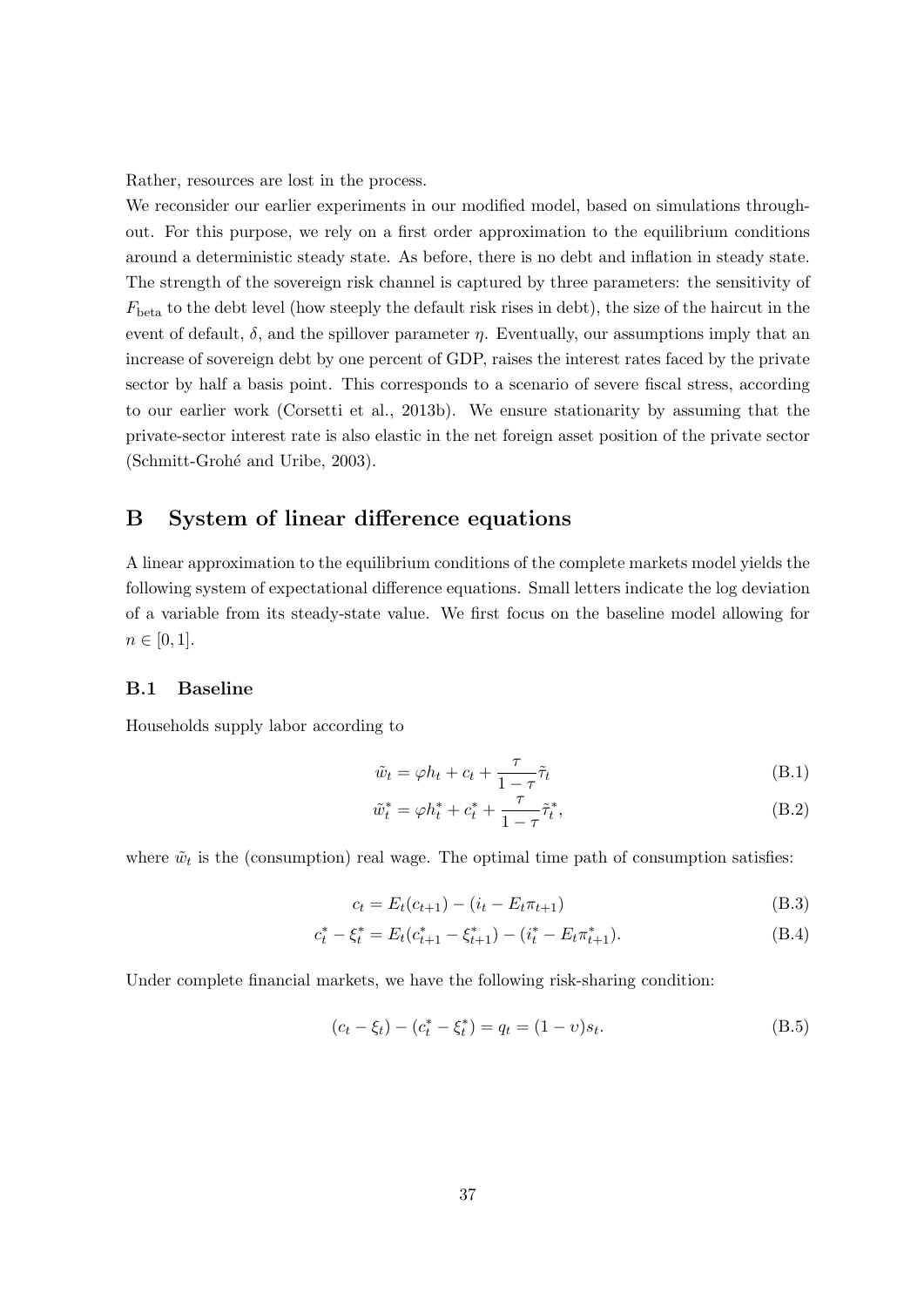Rather, resources are lost in the process.

We reconsider our earlier experiments in our modified model, based on simulations throughout. For this purpose, we rely on a first order approximation to the equilibrium conditions around a deterministic steady state. As before, there is no debt and inflation in steady state. The strength of the sovereign risk channel is captured by three parameters: the sensitivity of $F_{\text{beta}}$ to the debt level (how steeply the default risk rises in debt), the size of the haircut in the event of default, $\delta$, and the spillover parameter $\eta$. Eventually, our assumptions imply that an increase of sovereign debt by one percent of GDP, raises the interest rates faced by the private sector by half a basis point. This corresponds to a scenario of severe fiscal stress, according to our earlier work (Corsetti et al., 2013b). We ensure stationarity by assuming that the private-sector interest rate is also elastic in the net foreign asset position of the private sector (Schmitt-Grohé and Uribe, 2003).

# B System of linear difference equations

A linear approximation to the equilibrium conditions of the complete markets model yields the following system of expectational difference equations. Small letters indicate the log deviation of a variable from its steady-state value. We first focus on the baseline model allowing for $n \in [0, 1]$.

## B.1 Baseline

Households supply labor according to

$$\tilde{w}_t = \varphi h_t + c_t + \frac{\tau}{1-\tau}\tilde{\tau}_t \tag{B.1}$$

$$\tilde{w}_t^* = \varphi h_t^* + c_t^* + \frac{\tau}{1-\tau}\tilde{\tau}_t^*, \tag{B.2}$$

where $\tilde{w}_t$ is the (consumption) real wage. The optimal time path of consumption satisfies:

$$c_t = E_t(c_{t+1}) - (i_t - E_t\pi_{t+1}) \tag{B.3}$$

$$c_t^* - \xi_t^* = E_t(c_{t+1}^* - \xi_{t+1}^*) - (i_t^* - E_t\pi_{t+1}^*). \tag{B.4}$$

Under complete financial markets, we have the following risk-sharing condition:

$$(c_t - \xi_t) - (c_t^* - \xi_t^*) = q_t = (1 - \upsilon)s_t. \tag{B.5}$$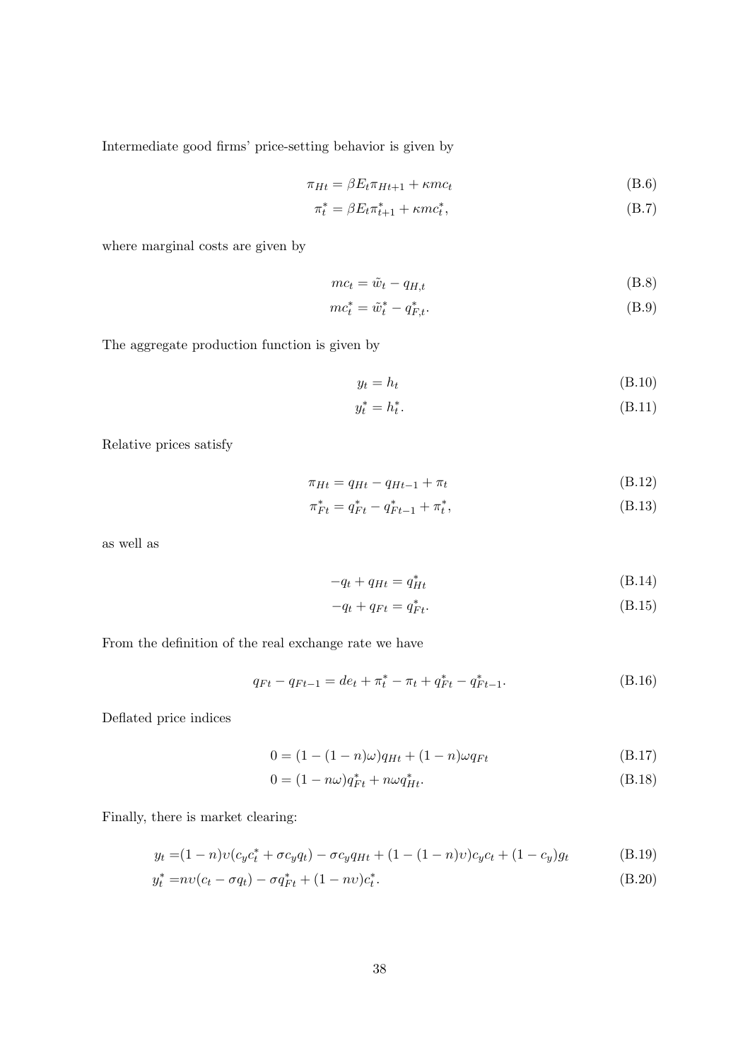Intermediate good firms' price-setting behavior is given by

$$\pi_{Ht} = \beta E_t \pi_{Ht+1} + \kappa mc_t \tag{B.6}$$

$$\pi_t^* = \beta E_t \pi_{t+1}^* + \kappa mc_t^*, \tag{B.7}$$

where marginal costs are given by

$$mc_t = \tilde{w}_t - q_{H,t} \tag{B.8}$$

$$mc_t^* = \tilde{w}_t^* - q_{F,t}^*. \tag{B.9}$$

The aggregate production function is given by

$$y_t = h_t \tag{B.10}$$

$$y_t^* = h_t^*. \tag{B.11}$$

Relative prices satisfy

$$\pi_{Ht} = q_{Ht} - q_{Ht-1} + \pi_t \tag{B.12}$$

$$\pi_{Ft}^* = q_{Ft}^* - q_{Ft-1}^* + \pi_t^*, \tag{B.13}$$

as well as

$$-q_t + q_{Ht} = q_{Ht}^* \tag{B.14}$$

$$-q_t + q_{Ft} = q_{Ft}^*. \tag{B.15}$$

From the definition of the real exchange rate we have

$$q_{Ft} - q_{Ft-1} = de_t + \pi_t^* - \pi_t + q_{Ft}^* - q_{Ft-1}^*. \tag{B.16}$$

Deflated price indices

$$0 = (1 - (1-n)\omega)q_{Ht} + (1-n)\omega q_{Ft} \tag{B.17}$$

$$0 = (1 - n\omega)q_{Ft}^* + n\omega q_{Ht}^*. \tag{B.18}$$

Finally, there is market clearing:

$$y_t = (1-n)\upsilon(c_y c_t^* + \sigma c_y q_t) - \sigma c_y q_{Ht} + (1 - (1-n)\upsilon)c_y c_t + (1-c_y)g_t \tag{B.19}$$

$$y_t^* = n\upsilon(c_t - \sigma q_t) - \sigma q_{Ft}^* + (1 - n\upsilon)c_t^*. \tag{B.20}$$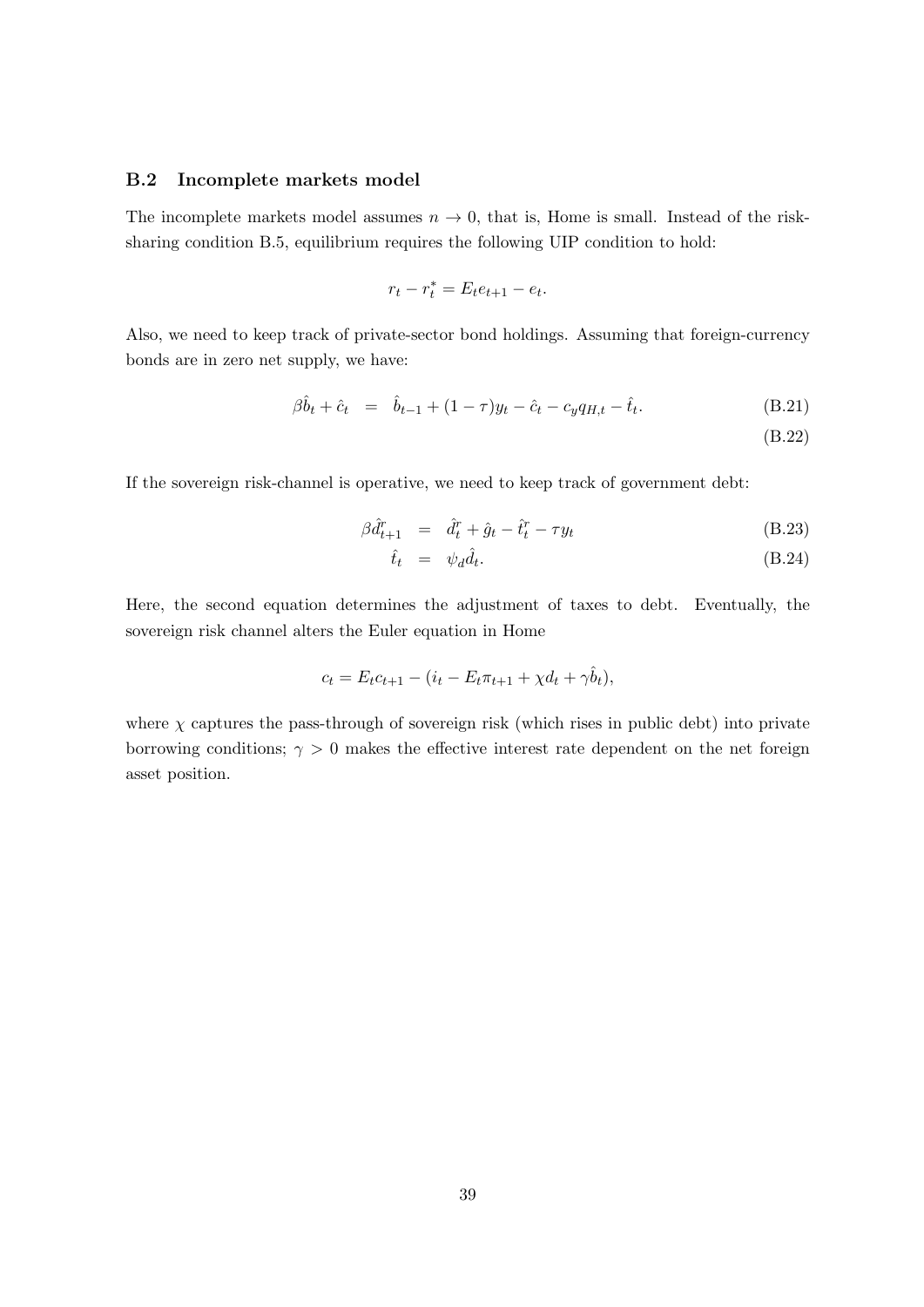### B.2 Incomplete markets model

The incomplete markets model assumes $n \to 0$, that is, Home is small. Instead of the risk-sharing condition B.5, equilibrium requires the following UIP condition to hold:

$$r_t - r_t^* = E_t e_{t+1} - e_t.$$

Also, we need to keep track of private-sector bond holdings. Assuming that foreign-currency bonds are in zero net supply, we have:

$$\beta \hat{b}_t + \hat{c}_t = \hat{b}_{t-1} + (1-\tau)y_t - \hat{c}_t - c_y q_{H,t} - \hat{t}_t. \tag{B.21}$$

$$\tag{B.22}$$

If the sovereign risk-channel is operative, we need to keep track of government debt:

$$\beta \hat{d}_{t+1}^r = \hat{d}_t^r + \hat{g}_t - \hat{t}_t^r - \tau y_t \tag{B.23}$$

$$\hat{t}_t = \psi_d \hat{d}_t. \tag{B.24}$$

Here, the second equation determines the adjustment of taxes to debt. Eventually, the sovereign risk channel alters the Euler equation in Home

$$c_t = E_t c_{t+1} - (i_t - E_t \pi_{t+1} + \chi d_t + \gamma \hat{b}_t),$$

where $\chi$ captures the pass-through of sovereign risk (which rises in public debt) into private borrowing conditions; $\gamma > 0$ makes the effective interest rate dependent on the net foreign asset position.